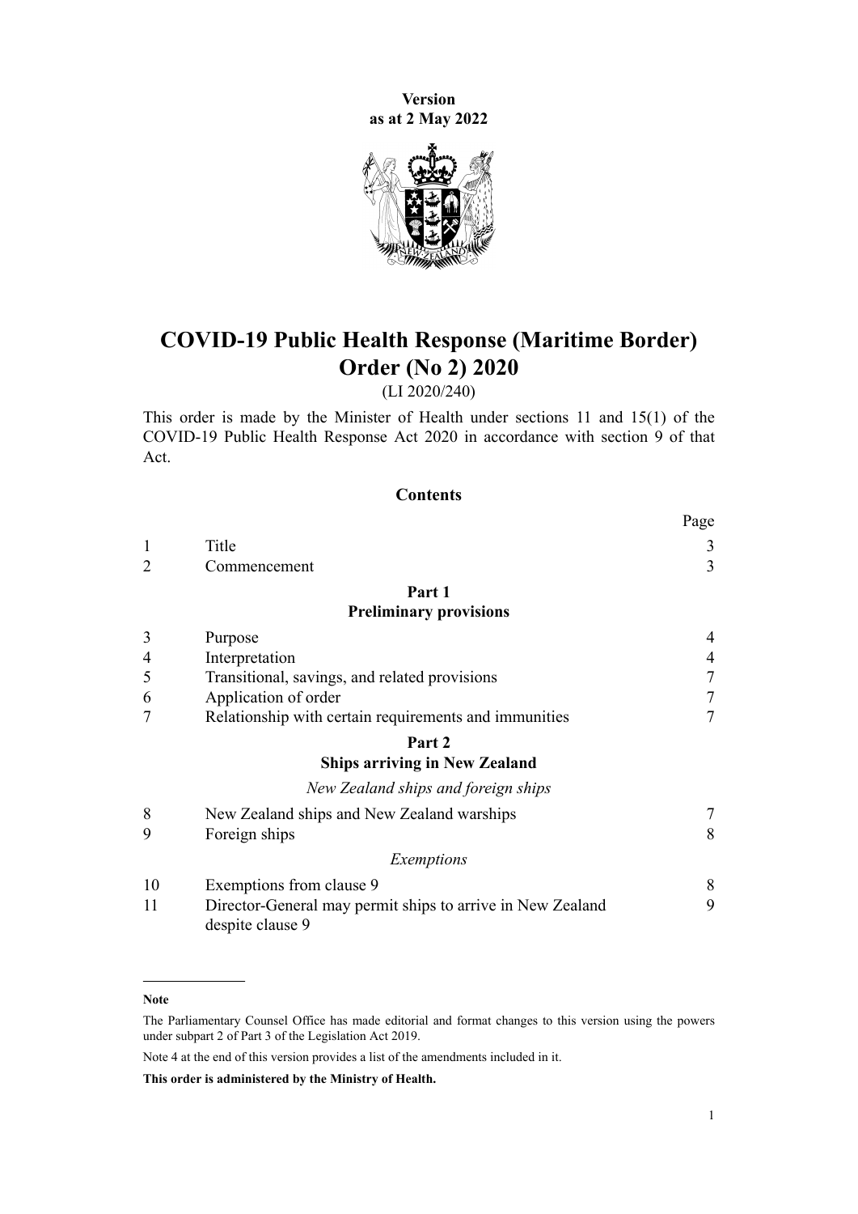**Version**
**as at 2 May 2022**

# COVID-19 Public Health Response (Maritime Border) Order (No 2) 2020

(LI 2020/240)

This order is made by the Minister of Health under sections 11 and 15(1) of the COVID-19 Public Health Response Act 2020 in accordance with section 9 of that Act.

## Contents

| | | Page |
|---|---|---|
| 1 | Title | 3 |
| 2 | Commencement | 3 |
| | **Part 1** **Preliminary provisions** | |
| 3 | Purpose | 4 |
| 4 | Interpretation | 4 |
| 5 | Transitional, savings, and related provisions | 7 |
| 6 | Application of order | 7 |
| 7 | Relationship with certain requirements and immunities | 7 |
| | **Part 2** **Ships arriving in New Zealand** | |
| | *New Zealand ships and foreign ships* | |
| 8 | New Zealand ships and New Zealand warships | 7 |
| 9 | Foreign ships | 8 |
| | *Exemptions* | |
| 10 | Exemptions from clause 9 | 8 |
| 11 | Director-General may permit ships to arrive in New Zealand despite clause 9 | 9 |

**Note**

The Parliamentary Counsel Office has made editorial and format changes to this version using the powers under subpart 2 of Part 3 of the Legislation Act 2019.

Note 4 at the end of this version provides a list of the amendments included in it.

**This order is administered by the Ministry of Health.**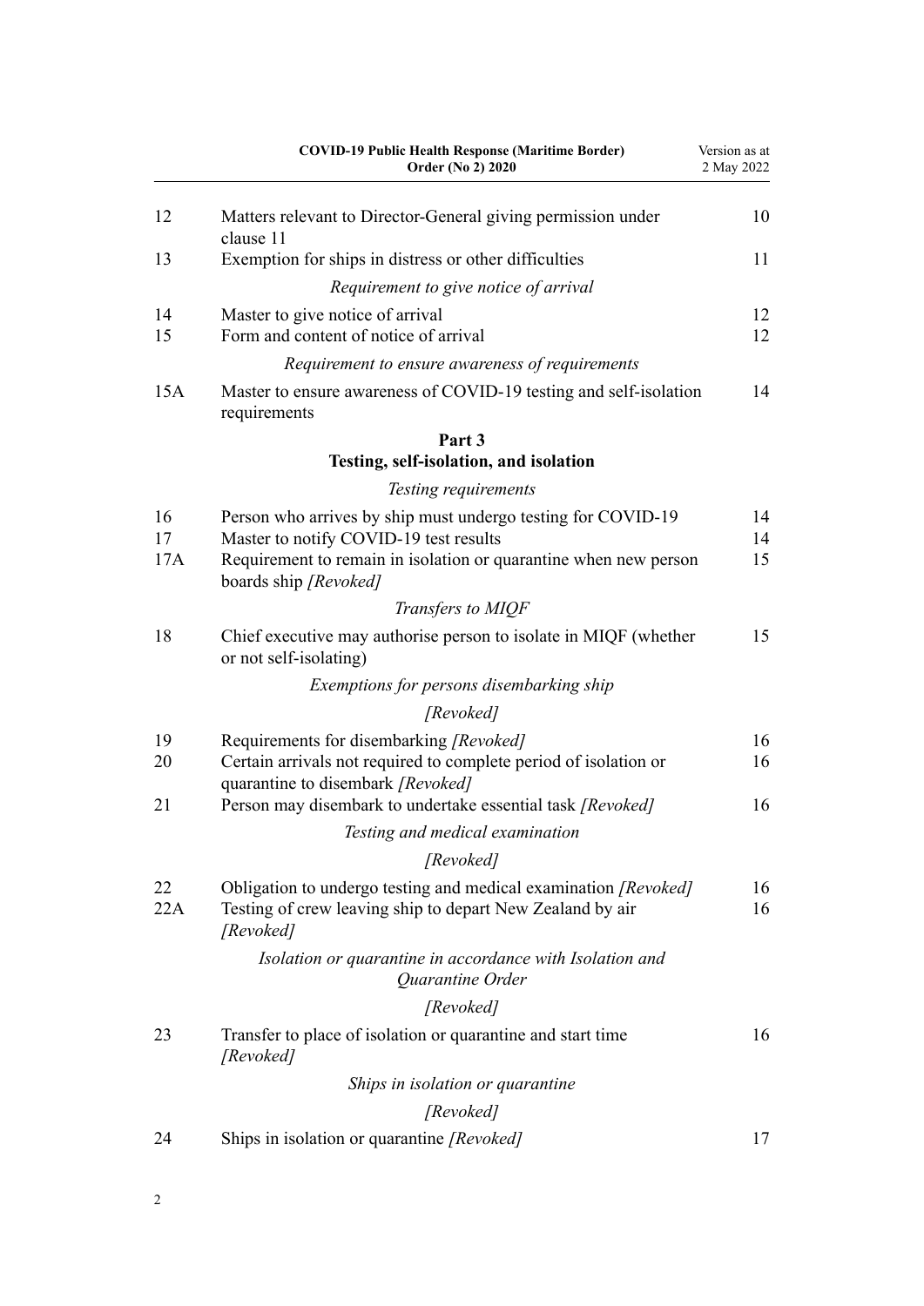| | | |
|---|---|---|
| 12 | Matters relevant to Director-General giving permission under clause 11 | 10 |
| 13 | Exemption for ships in distress or other difficulties | 11 |
| | *Requirement to give notice of arrival* | |
| 14 | Master to give notice of arrival | 12 |
| 15 | Form and content of notice of arrival | 12 |
| | *Requirement to ensure awareness of requirements* | |
| 15A | Master to ensure awareness of COVID-19 testing and self-isolation requirements | 14 |

**Part 3**
**Testing, self-isolation, and isolation**

| | | |
|---|---|---|
| | *Testing requirements* | |
| 16 | Person who arrives by ship must undergo testing for COVID-19 | 14 |
| 17 | Master to notify COVID-19 test results | 14 |
| 17A | Requirement to remain in isolation or quarantine when new person boards ship *[Revoked]* | 15 |
| | *Transfers to MIQF* | |
| 18 | Chief executive may authorise person to isolate in MIQF (whether or not self-isolating) | 15 |
| | *Exemptions for persons disembarking ship* | |
| | *[Revoked]* | |
| 19 | Requirements for disembarking *[Revoked]* | 16 |
| 20 | Certain arrivals not required to complete period of isolation or quarantine to disembark *[Revoked]* | 16 |
| 21 | Person may disembark to undertake essential task *[Revoked]* | 16 |
| | *Testing and medical examination* | |
| | *[Revoked]* | |
| 22 | Obligation to undergo testing and medical examination *[Revoked]* | 16 |
| 22A | Testing of crew leaving ship to depart New Zealand by air *[Revoked]* | 16 |
| | *Isolation or quarantine in accordance with Isolation and Quarantine Order* | |
| | *[Revoked]* | |
| 23 | Transfer to place of isolation or quarantine and start time *[Revoked]* | 16 |
| | *Ships in isolation or quarantine* | |
| | *[Revoked]* | |
| 24 | Ships in isolation or quarantine *[Revoked]* | 17 |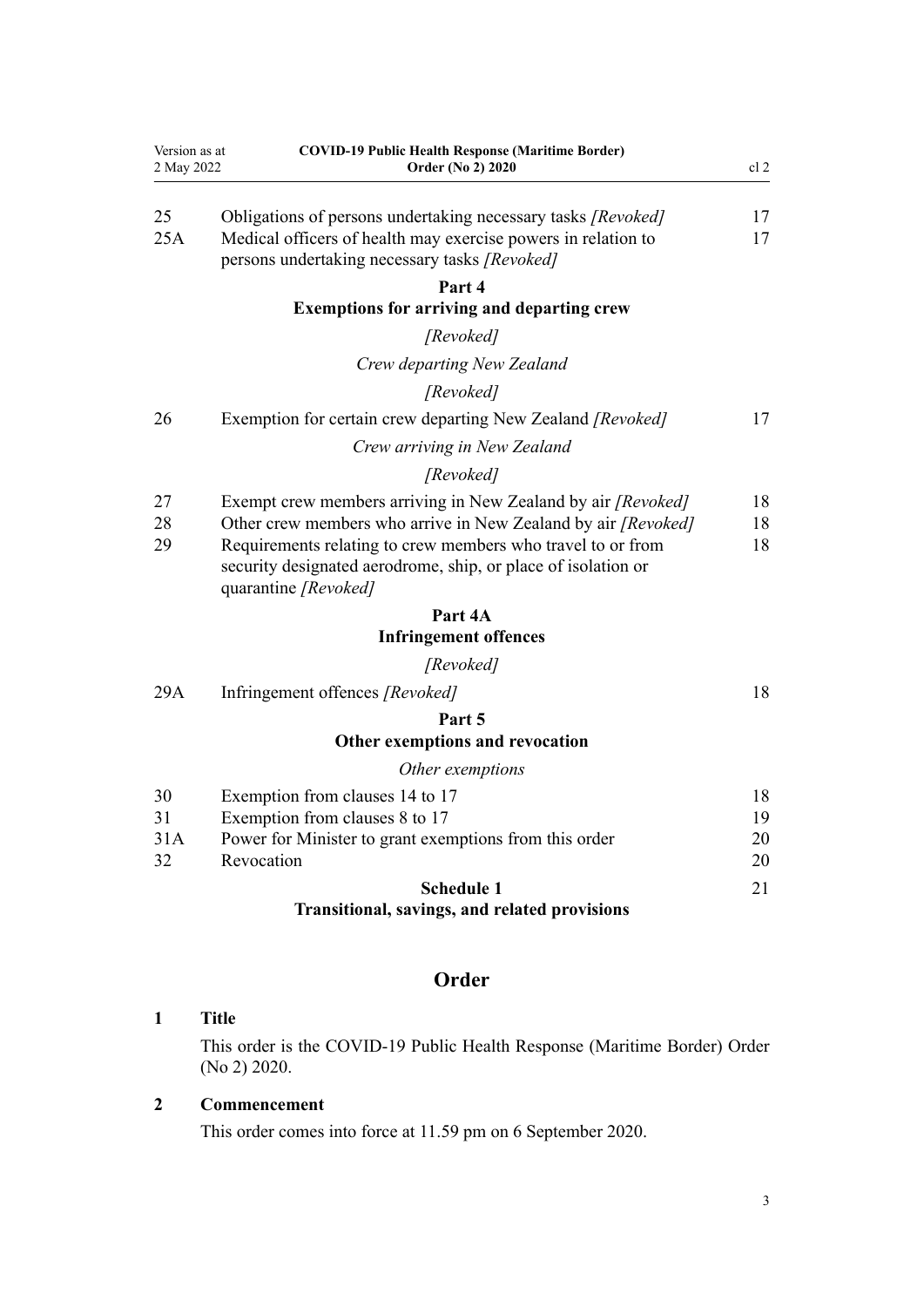| | | |
|---|---|---|
| 25 | Obligations of persons undertaking necessary tasks *[Revoked]* | 17 |
| 25A | Medical officers of health may exercise powers in relation to persons undertaking necessary tasks *[Revoked]* | 17 |

**Part 4**
**Exemptions for arriving and departing crew**

*[Revoked]*

*Crew departing New Zealand*

*[Revoked]*

| | | |
|---|---|---|
| 26 | Exemption for certain crew departing New Zealand *[Revoked]* | 17 |

*Crew arriving in New Zealand*

*[Revoked]*

| | | |
|---|---|---|
| 27 | Exempt crew members arriving in New Zealand by air *[Revoked]* | 18 |
| 28 | Other crew members who arrive in New Zealand by air *[Revoked]* | 18 |
| 29 | Requirements relating to crew members who travel to or from security designated aerodrome, ship, or place of isolation or quarantine *[Revoked]* | 18 |

**Part 4A**
**Infringement offences**

*[Revoked]*

| | | |
|---|---|---|
| 29A | Infringement offences *[Revoked]* | 18 |

**Part 5**
**Other exemptions and revocation**

*Other exemptions*

| | | |
|---|---|---|
| 30 | Exemption from clauses 14 to 17 | 18 |
| 31 | Exemption from clauses 8 to 17 | 19 |
| 31A | Power for Minister to grant exemptions from this order | 20 |
| 32 | Revocation | 20 |

**Schedule 1** 21
**Transitional, savings, and related provisions**

# Order

## 1 Title

This order is the COVID-19 Public Health Response (Maritime Border) Order (No 2) 2020.

## 2 Commencement

This order comes into force at 11.59 pm on 6 September 2020.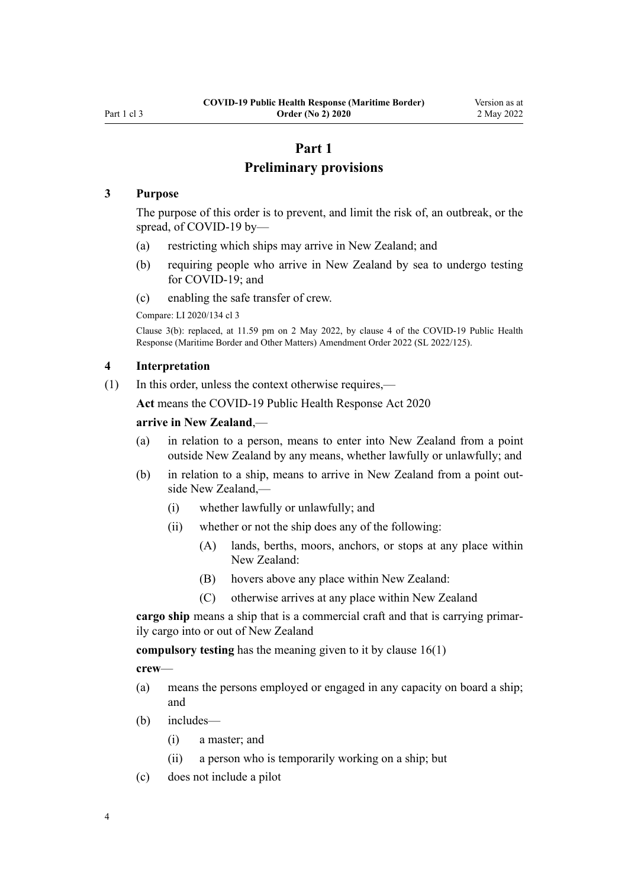# Part 1
## Preliminary provisions

### 3 Purpose

The purpose of this order is to prevent, and limit the risk of, an outbreak, or the spread, of COVID-19 by—

(a) restricting which ships may arrive in New Zealand; and

(b) requiring people who arrive in New Zealand by sea to undergo testing for COVID-19; and

(c) enabling the safe transfer of crew.

Compare: LI 2020/134 cl 3

Clause 3(b): replaced, at 11.59 pm on 2 May 2022, by clause 4 of the COVID-19 Public Health Response (Maritime Border and Other Matters) Amendment Order 2022 (SL 2022/125).

### 4 Interpretation

(1) In this order, unless the context otherwise requires,—

**Act** means the COVID-19 Public Health Response Act 2020

**arrive in New Zealand**,—

(a) in relation to a person, means to enter into New Zealand from a point outside New Zealand by any means, whether lawfully or unlawfully; and

(b) in relation to a ship, means to arrive in New Zealand from a point outside New Zealand,—

  (i) whether lawfully or unlawfully; and

  (ii) whether or not the ship does any of the following:

    (A) lands, berths, moors, anchors, or stops at any place within New Zealand:

    (B) hovers above any place within New Zealand:

    (C) otherwise arrives at any place within New Zealand

**cargo ship** means a ship that is a commercial craft and that is carrying primarily cargo into or out of New Zealand

**compulsory testing** has the meaning given to it by clause 16(1)

**crew**—

(a) means the persons employed or engaged in any capacity on board a ship; and

(b) includes—

  (i) a master; and

  (ii) a person who is temporarily working on a ship; but

(c) does not include a pilot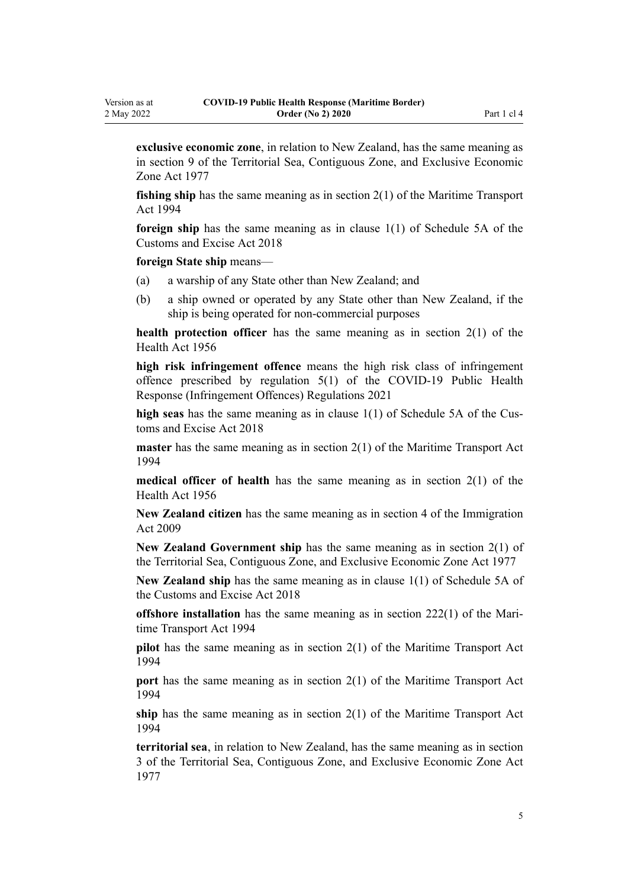**exclusive economic zone**, in relation to New Zealand, has the same meaning as in section 9 of the Territorial Sea, Contiguous Zone, and Exclusive Economic Zone Act 1977

**fishing ship** has the same meaning as in section 2(1) of the Maritime Transport Act 1994

**foreign ship** has the same meaning as in clause 1(1) of Schedule 5A of the Customs and Excise Act 2018

**foreign State ship** means—

(a) a warship of any State other than New Zealand; and

(b) a ship owned or operated by any State other than New Zealand, if the ship is being operated for non-commercial purposes

**health protection officer** has the same meaning as in section 2(1) of the Health Act 1956

**high risk infringement offence** means the high risk class of infringement offence prescribed by regulation 5(1) of the COVID-19 Public Health Response (Infringement Offences) Regulations 2021

**high seas** has the same meaning as in clause 1(1) of Schedule 5A of the Customs and Excise Act 2018

**master** has the same meaning as in section 2(1) of the Maritime Transport Act 1994

**medical officer of health** has the same meaning as in section 2(1) of the Health Act 1956

**New Zealand citizen** has the same meaning as in section 4 of the Immigration Act 2009

**New Zealand Government ship** has the same meaning as in section 2(1) of the Territorial Sea, Contiguous Zone, and Exclusive Economic Zone Act 1977

**New Zealand ship** has the same meaning as in clause 1(1) of Schedule 5A of the Customs and Excise Act 2018

**offshore installation** has the same meaning as in section 222(1) of the Maritime Transport Act 1994

**pilot** has the same meaning as in section 2(1) of the Maritime Transport Act 1994

**port** has the same meaning as in section 2(1) of the Maritime Transport Act 1994

**ship** has the same meaning as in section 2(1) of the Maritime Transport Act 1994

**territorial sea**, in relation to New Zealand, has the same meaning as in section 3 of the Territorial Sea, Contiguous Zone, and Exclusive Economic Zone Act 1977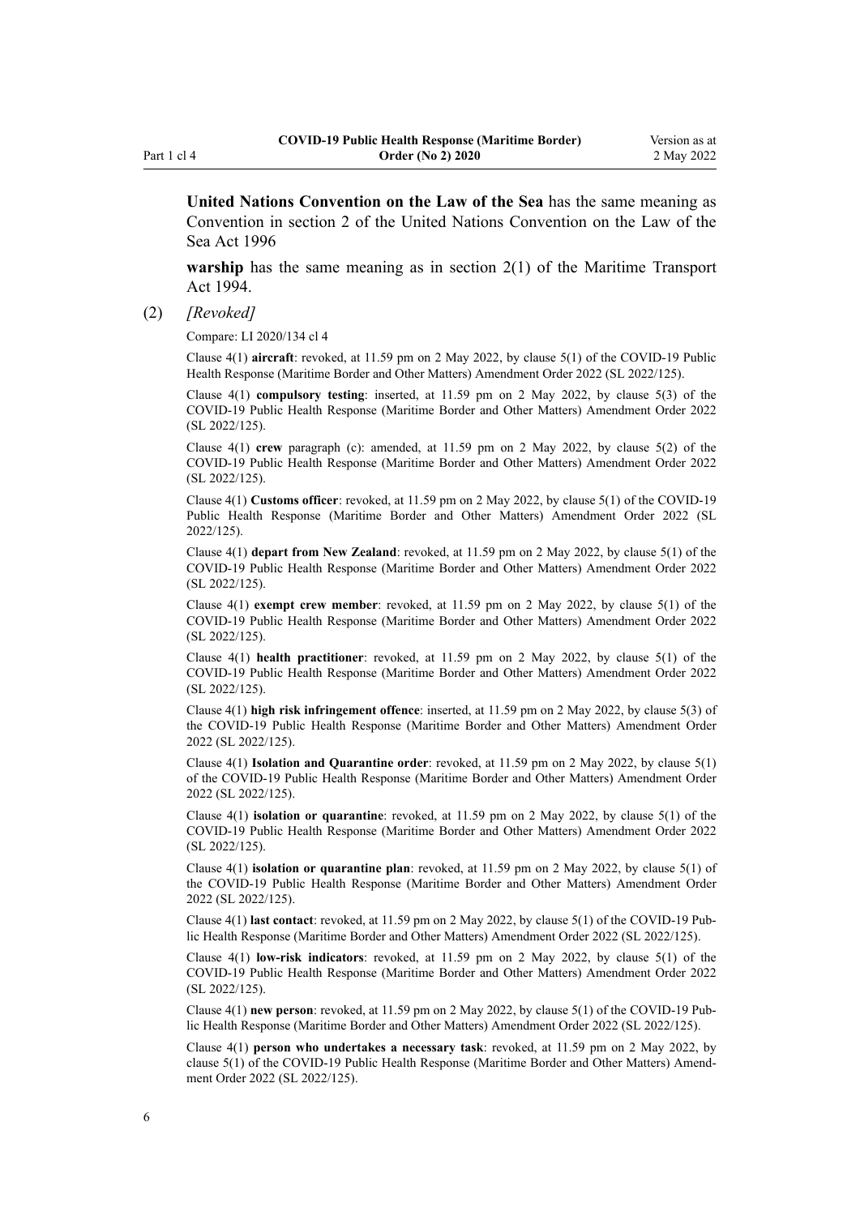**United Nations Convention on the Law of the Sea** has the same meaning as Convention in section 2 of the United Nations Convention on the Law of the Sea Act 1996

**warship** has the same meaning as in section 2(1) of the Maritime Transport Act 1994.

(2) *[Revoked]*

Compare: LI 2020/134 cl 4

Clause 4(1) **aircraft**: revoked, at 11.59 pm on 2 May 2022, by clause 5(1) of the COVID-19 Public Health Response (Maritime Border and Other Matters) Amendment Order 2022 (SL 2022/125).

Clause 4(1) **compulsory testing**: inserted, at 11.59 pm on 2 May 2022, by clause 5(3) of the COVID-19 Public Health Response (Maritime Border and Other Matters) Amendment Order 2022 (SL 2022/125).

Clause 4(1) **crew** paragraph (c): amended, at 11.59 pm on 2 May 2022, by clause 5(2) of the COVID-19 Public Health Response (Maritime Border and Other Matters) Amendment Order 2022 (SL 2022/125).

Clause 4(1) **Customs officer**: revoked, at 11.59 pm on 2 May 2022, by clause 5(1) of the COVID-19 Public Health Response (Maritime Border and Other Matters) Amendment Order 2022 (SL 2022/125).

Clause 4(1) **depart from New Zealand**: revoked, at 11.59 pm on 2 May 2022, by clause 5(1) of the COVID-19 Public Health Response (Maritime Border and Other Matters) Amendment Order 2022 (SL 2022/125).

Clause 4(1) **exempt crew member**: revoked, at 11.59 pm on 2 May 2022, by clause 5(1) of the COVID-19 Public Health Response (Maritime Border and Other Matters) Amendment Order 2022 (SL 2022/125).

Clause 4(1) **health practitioner**: revoked, at 11.59 pm on 2 May 2022, by clause 5(1) of the COVID-19 Public Health Response (Maritime Border and Other Matters) Amendment Order 2022 (SL 2022/125).

Clause 4(1) **high risk infringement offence**: inserted, at 11.59 pm on 2 May 2022, by clause 5(3) of the COVID-19 Public Health Response (Maritime Border and Other Matters) Amendment Order 2022 (SL 2022/125).

Clause 4(1) **Isolation and Quarantine order**: revoked, at 11.59 pm on 2 May 2022, by clause 5(1) of the COVID-19 Public Health Response (Maritime Border and Other Matters) Amendment Order 2022 (SL 2022/125).

Clause 4(1) **isolation or quarantine**: revoked, at 11.59 pm on 2 May 2022, by clause 5(1) of the COVID-19 Public Health Response (Maritime Border and Other Matters) Amendment Order 2022 (SL 2022/125).

Clause 4(1) **isolation or quarantine plan**: revoked, at 11.59 pm on 2 May 2022, by clause 5(1) of the COVID-19 Public Health Response (Maritime Border and Other Matters) Amendment Order 2022 (SL 2022/125).

Clause 4(1) **last contact**: revoked, at 11.59 pm on 2 May 2022, by clause 5(1) of the COVID-19 Public Health Response (Maritime Border and Other Matters) Amendment Order 2022 (SL 2022/125).

Clause 4(1) **low-risk indicators**: revoked, at 11.59 pm on 2 May 2022, by clause 5(1) of the COVID-19 Public Health Response (Maritime Border and Other Matters) Amendment Order 2022 (SL 2022/125).

Clause 4(1) **new person**: revoked, at 11.59 pm on 2 May 2022, by clause 5(1) of the COVID-19 Public Health Response (Maritime Border and Other Matters) Amendment Order 2022 (SL 2022/125).

Clause 4(1) **person who undertakes a necessary task**: revoked, at 11.59 pm on 2 May 2022, by clause 5(1) of the COVID-19 Public Health Response (Maritime Border and Other Matters) Amendment Order 2022 (SL 2022/125).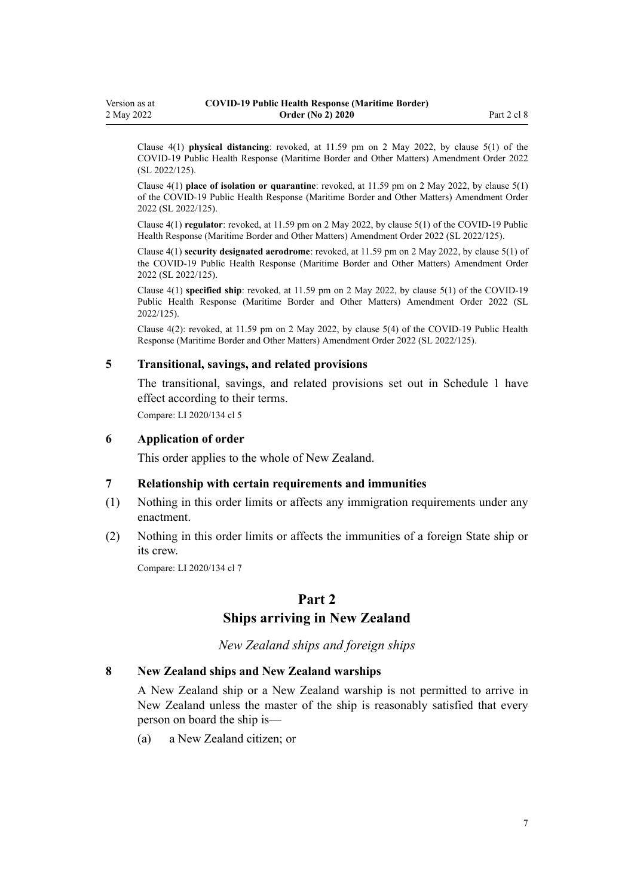Clause 4(1) **physical distancing**: revoked, at 11.59 pm on 2 May 2022, by clause 5(1) of the COVID-19 Public Health Response (Maritime Border and Other Matters) Amendment Order 2022 (SL 2022/125).

Clause 4(1) **place of isolation or quarantine**: revoked, at 11.59 pm on 2 May 2022, by clause 5(1) of the COVID-19 Public Health Response (Maritime Border and Other Matters) Amendment Order 2022 (SL 2022/125).

Clause 4(1) **regulator**: revoked, at 11.59 pm on 2 May 2022, by clause 5(1) of the COVID-19 Public Health Response (Maritime Border and Other Matters) Amendment Order 2022 (SL 2022/125).

Clause 4(1) **security designated aerodrome**: revoked, at 11.59 pm on 2 May 2022, by clause 5(1) of the COVID-19 Public Health Response (Maritime Border and Other Matters) Amendment Order 2022 (SL 2022/125).

Clause 4(1) **specified ship**: revoked, at 11.59 pm on 2 May 2022, by clause 5(1) of the COVID-19 Public Health Response (Maritime Border and Other Matters) Amendment Order 2022 (SL 2022/125).

Clause 4(2): revoked, at 11.59 pm on 2 May 2022, by clause 5(4) of the COVID-19 Public Health Response (Maritime Border and Other Matters) Amendment Order 2022 (SL 2022/125).

### 5 Transitional, savings, and related provisions

The transitional, savings, and related provisions set out in Schedule 1 have effect according to their terms.

Compare: LI 2020/134 cl 5

### 6 Application of order

This order applies to the whole of New Zealand.

### 7 Relationship with certain requirements and immunities

(1) Nothing in this order limits or affects any immigration requirements under any enactment.

(2) Nothing in this order limits or affects the immunities of a foreign State ship or its crew.

Compare: LI 2020/134 cl 7

## Part 2
## Ships arriving in New Zealand

*New Zealand ships and foreign ships*

### 8 New Zealand ships and New Zealand warships

A New Zealand ship or a New Zealand warship is not permitted to arrive in New Zealand unless the master of the ship is reasonably satisfied that every person on board the ship is—

(a) a New Zealand citizen; or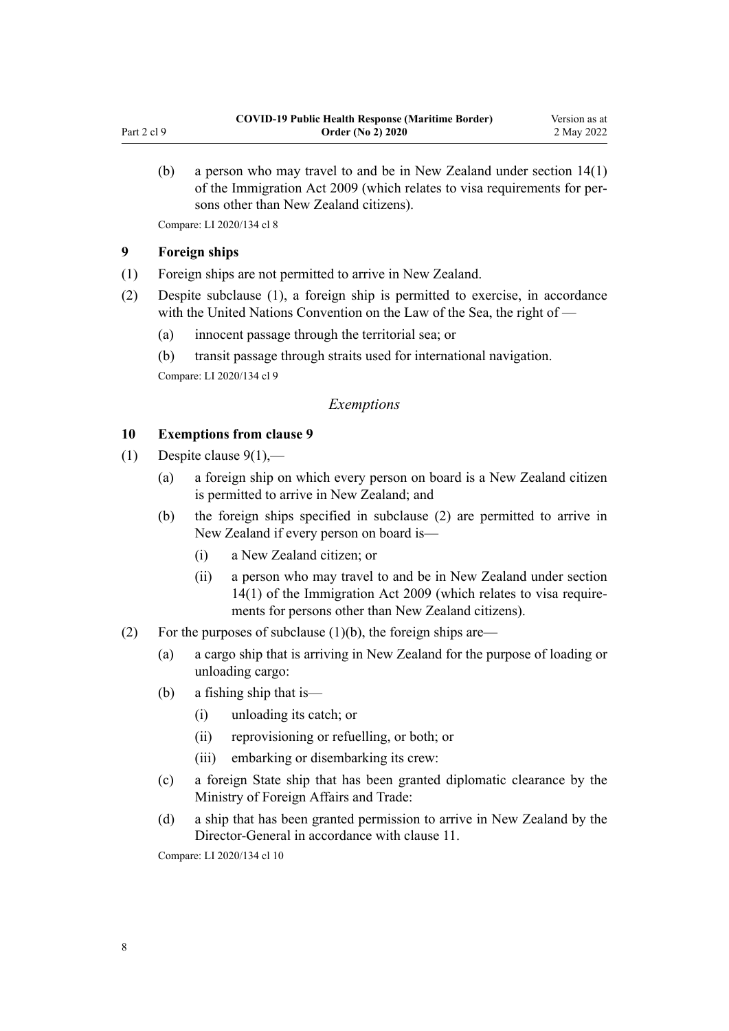(b) a person who may travel to and be in New Zealand under section 14(1) of the Immigration Act 2009 (which relates to visa requirements for persons other than New Zealand citizens).

Compare: LI 2020/134 cl 8

### 9 Foreign ships

(1) Foreign ships are not permitted to arrive in New Zealand.

(2) Despite subclause (1), a foreign ship is permitted to exercise, in accordance with the United Nations Convention on the Law of the Sea, the right of —

- (a) innocent passage through the territorial sea; or
- (b) transit passage through straits used for international navigation.

Compare: LI 2020/134 cl 9

*Exemptions*

### 10 Exemptions from clause 9

(1) Despite clause 9(1),—

- (a) a foreign ship on which every person on board is a New Zealand citizen is permitted to arrive in New Zealand; and
- (b) the foreign ships specified in subclause (2) are permitted to arrive in New Zealand if every person on board is—
  - (i) a New Zealand citizen; or
  - (ii) a person who may travel to and be in New Zealand under section 14(1) of the Immigration Act 2009 (which relates to visa requirements for persons other than New Zealand citizens).

(2) For the purposes of subclause (1)(b), the foreign ships are—

- (a) a cargo ship that is arriving in New Zealand for the purpose of loading or unloading cargo:
- (b) a fishing ship that is—
  - (i) unloading its catch; or
  - (ii) reprovisioning or refuelling, or both; or
  - (iii) embarking or disembarking its crew:
- (c) a foreign State ship that has been granted diplomatic clearance by the Ministry of Foreign Affairs and Trade:
- (d) a ship that has been granted permission to arrive in New Zealand by the Director-General in accordance with clause 11.

Compare: LI 2020/134 cl 10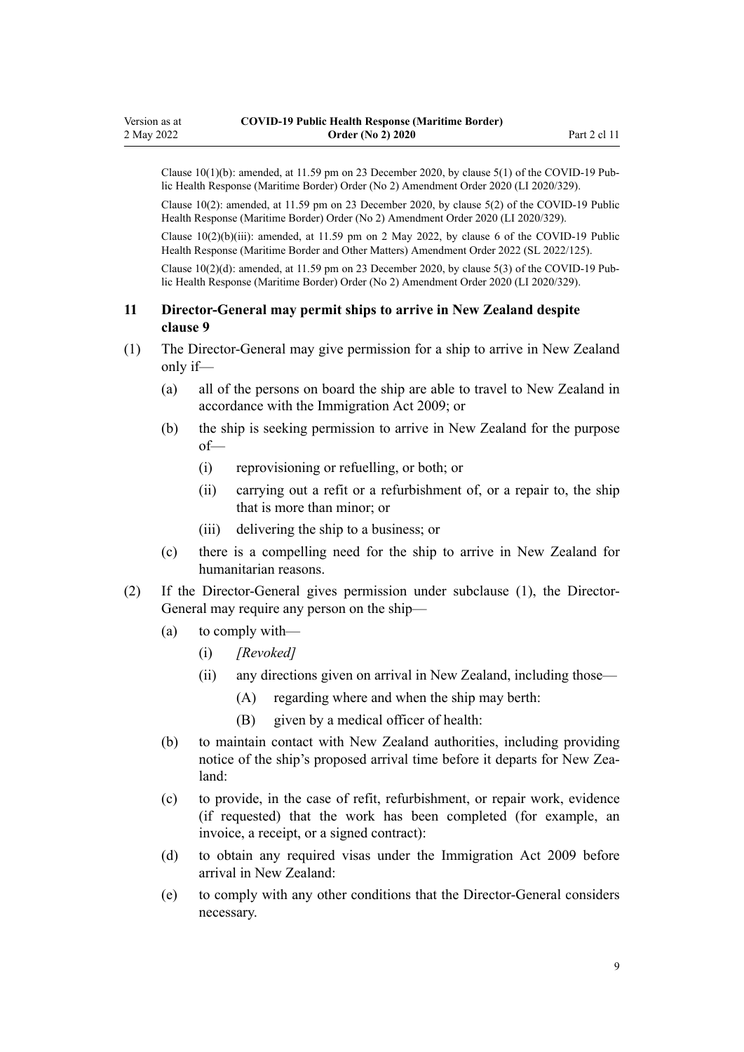Clause 10(1)(b): amended, at 11.59 pm on 23 December 2020, by clause 5(1) of the COVID-19 Public Health Response (Maritime Border) Order (No 2) Amendment Order 2020 (LI 2020/329).

Clause 10(2): amended, at 11.59 pm on 23 December 2020, by clause 5(2) of the COVID-19 Public Health Response (Maritime Border) Order (No 2) Amendment Order 2020 (LI 2020/329).

Clause 10(2)(b)(iii): amended, at 11.59 pm on 2 May 2022, by clause 6 of the COVID-19 Public Health Response (Maritime Border and Other Matters) Amendment Order 2022 (SL 2022/125).

Clause 10(2)(d): amended, at 11.59 pm on 23 December 2020, by clause 5(3) of the COVID-19 Public Health Response (Maritime Border) Order (No 2) Amendment Order 2020 (LI 2020/329).

### 11 Director-General may permit ships to arrive in New Zealand despite clause 9

(1) The Director-General may give permission for a ship to arrive in New Zealand only if—

- (a) all of the persons on board the ship are able to travel to New Zealand in accordance with the Immigration Act 2009; or
- (b) the ship is seeking permission to arrive in New Zealand for the purpose of—
  - (i) reprovisioning or refuelling, or both; or
  - (ii) carrying out a refit or a refurbishment of, or a repair to, the ship that is more than minor; or
  - (iii) delivering the ship to a business; or
- (c) there is a compelling need for the ship to arrive in New Zealand for humanitarian reasons.

(2) If the Director-General gives permission under subclause (1), the Director-General may require any person on the ship—

- (a) to comply with—
  - (i) *[Revoked]*
  - (ii) any directions given on arrival in New Zealand, including those—
    - (A) regarding where and when the ship may berth:
    - (B) given by a medical officer of health:
- (b) to maintain contact with New Zealand authorities, including providing notice of the ship's proposed arrival time before it departs for New Zealand:
- (c) to provide, in the case of refit, refurbishment, or repair work, evidence (if requested) that the work has been completed (for example, an invoice, a receipt, or a signed contract):
- (d) to obtain any required visas under the Immigration Act 2009 before arrival in New Zealand:
- (e) to comply with any other conditions that the Director-General considers necessary.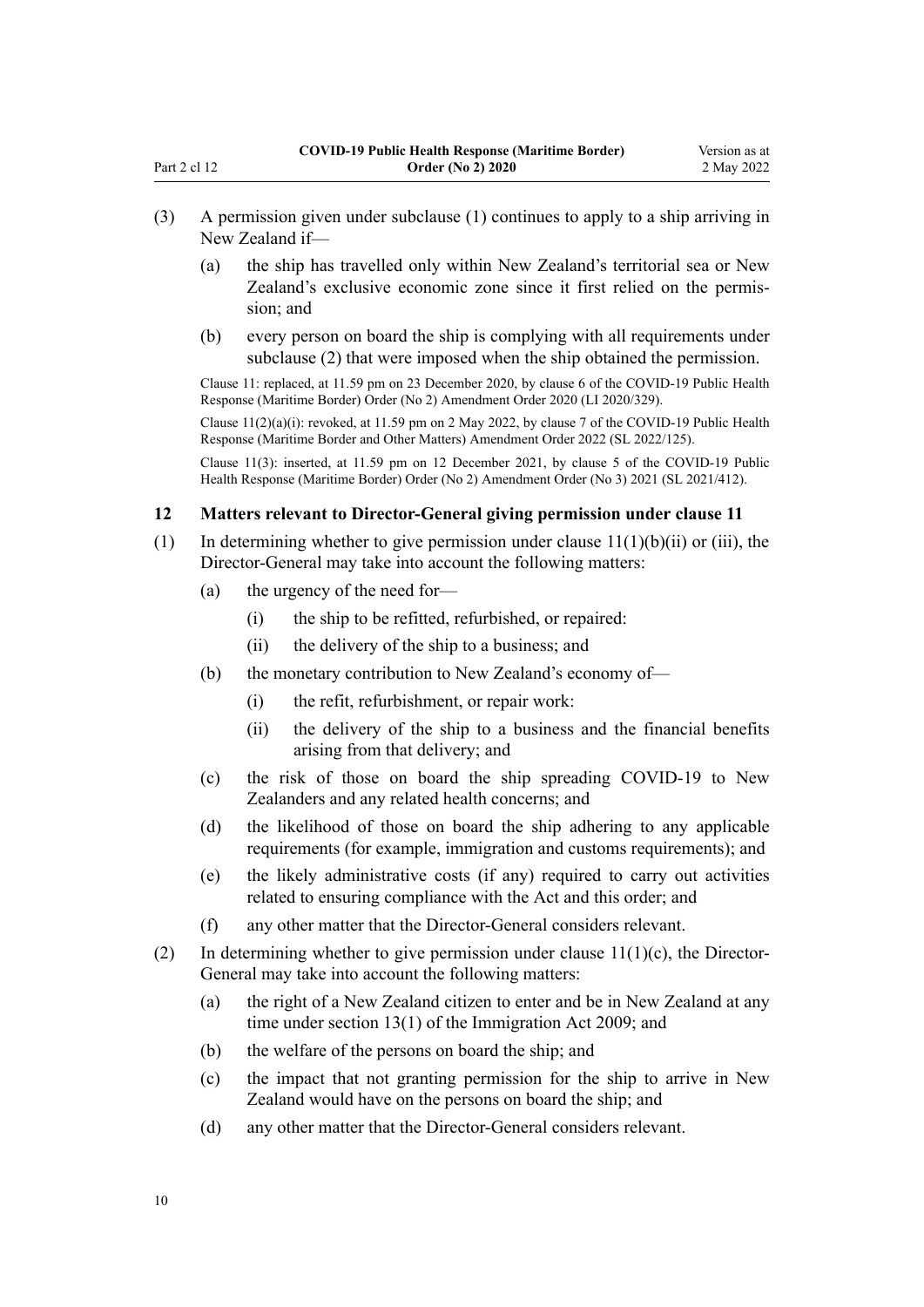(3) A permission given under subclause (1) continues to apply to a ship arriving in New Zealand if—

(a) the ship has travelled only within New Zealand's territorial sea or New Zealand's exclusive economic zone since it first relied on the permission; and

(b) every person on board the ship is complying with all requirements under subclause (2) that were imposed when the ship obtained the permission.

Clause 11: replaced, at 11.59 pm on 23 December 2020, by clause 6 of the COVID-19 Public Health Response (Maritime Border) Order (No 2) Amendment Order 2020 (LI 2020/329).

Clause 11(2)(a)(i): revoked, at 11.59 pm on 2 May 2022, by clause 7 of the COVID-19 Public Health Response (Maritime Border and Other Matters) Amendment Order 2022 (SL 2022/125).

Clause 11(3): inserted, at 11.59 pm on 12 December 2021, by clause 5 of the COVID-19 Public Health Response (Maritime Border) Order (No 2) Amendment Order (No 3) 2021 (SL 2021/412).

### 12 Matters relevant to Director-General giving permission under clause 11

(1) In determining whether to give permission under clause 11(1)(b)(ii) or (iii), the Director-General may take into account the following matters:

(a) the urgency of the need for—

(i) the ship to be refitted, refurbished, or repaired:

(ii) the delivery of the ship to a business; and

(b) the monetary contribution to New Zealand's economy of—

(i) the refit, refurbishment, or repair work:

(ii) the delivery of the ship to a business and the financial benefits arising from that delivery; and

(c) the risk of those on board the ship spreading COVID-19 to New Zealanders and any related health concerns; and

(d) the likelihood of those on board the ship adhering to any applicable requirements (for example, immigration and customs requirements); and

(e) the likely administrative costs (if any) required to carry out activities related to ensuring compliance with the Act and this order; and

(f) any other matter that the Director-General considers relevant.

(2) In determining whether to give permission under clause 11(1)(c), the Director-General may take into account the following matters:

(a) the right of a New Zealand citizen to enter and be in New Zealand at any time under section 13(1) of the Immigration Act 2009; and

(b) the welfare of the persons on board the ship; and

(c) the impact that not granting permission for the ship to arrive in New Zealand would have on the persons on board the ship; and

(d) any other matter that the Director-General considers relevant.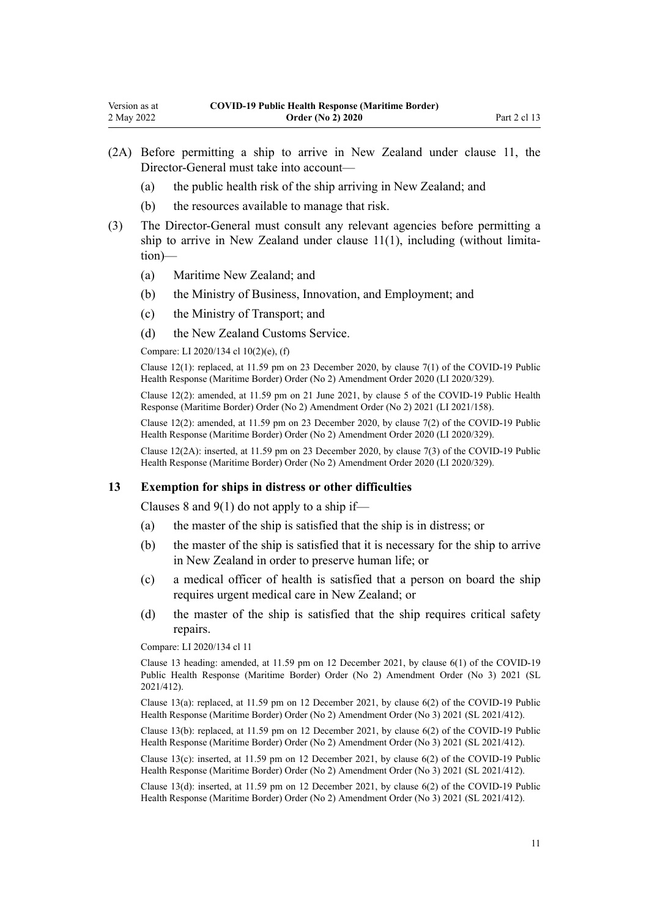(2A) Before permitting a ship to arrive in New Zealand under clause 11, the Director-General must take into account—

(a) the public health risk of the ship arriving in New Zealand; and

(b) the resources available to manage that risk.

(3) The Director-General must consult any relevant agencies before permitting a ship to arrive in New Zealand under clause 11(1), including (without limitation)—

(a) Maritime New Zealand; and

(b) the Ministry of Business, Innovation, and Employment; and

(c) the Ministry of Transport; and

(d) the New Zealand Customs Service.

Compare: LI 2020/134 cl 10(2)(e), (f)

Clause 12(1): replaced, at 11.59 pm on 23 December 2020, by clause 7(1) of the COVID-19 Public Health Response (Maritime Border) Order (No 2) Amendment Order 2020 (LI 2020/329).

Clause 12(2): amended, at 11.59 pm on 21 June 2021, by clause 5 of the COVID-19 Public Health Response (Maritime Border) Order (No 2) Amendment Order (No 2) 2021 (LI 2021/158).

Clause 12(2): amended, at 11.59 pm on 23 December 2020, by clause 7(2) of the COVID-19 Public Health Response (Maritime Border) Order (No 2) Amendment Order 2020 (LI 2020/329).

Clause 12(2A): inserted, at 11.59 pm on 23 December 2020, by clause 7(3) of the COVID-19 Public Health Response (Maritime Border) Order (No 2) Amendment Order 2020 (LI 2020/329).

### 13 Exemption for ships in distress or other difficulties

Clauses 8 and 9(1) do not apply to a ship if—

(a) the master of the ship is satisfied that the ship is in distress; or

(b) the master of the ship is satisfied that it is necessary for the ship to arrive in New Zealand in order to preserve human life; or

(c) a medical officer of health is satisfied that a person on board the ship requires urgent medical care in New Zealand; or

(d) the master of the ship is satisfied that the ship requires critical safety repairs.

Compare: LI 2020/134 cl 11

Clause 13 heading: amended, at 11.59 pm on 12 December 2021, by clause 6(1) of the COVID-19 Public Health Response (Maritime Border) Order (No 2) Amendment Order (No 3) 2021 (SL 2021/412).

Clause 13(a): replaced, at 11.59 pm on 12 December 2021, by clause 6(2) of the COVID-19 Public Health Response (Maritime Border) Order (No 2) Amendment Order (No 3) 2021 (SL 2021/412).

Clause 13(b): replaced, at 11.59 pm on 12 December 2021, by clause 6(2) of the COVID-19 Public Health Response (Maritime Border) Order (No 2) Amendment Order (No 3) 2021 (SL 2021/412).

Clause 13(c): inserted, at 11.59 pm on 12 December 2021, by clause 6(2) of the COVID-19 Public Health Response (Maritime Border) Order (No 2) Amendment Order (No 3) 2021 (SL 2021/412).

Clause 13(d): inserted, at 11.59 pm on 12 December 2021, by clause 6(2) of the COVID-19 Public Health Response (Maritime Border) Order (No 2) Amendment Order (No 3) 2021 (SL 2021/412).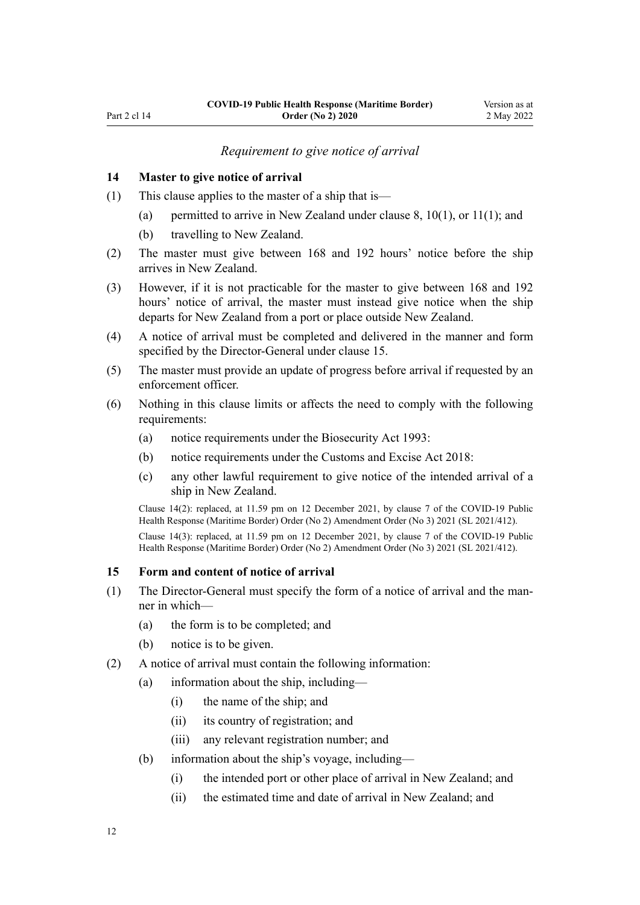*Requirement to give notice of arrival*

### 14 Master to give notice of arrival

(1) This clause applies to the master of a ship that is—

(a) permitted to arrive in New Zealand under clause 8, 10(1), or 11(1); and

(b) travelling to New Zealand.

(2) The master must give between 168 and 192 hours' notice before the ship arrives in New Zealand.

(3) However, if it is not practicable for the master to give between 168 and 192 hours' notice of arrival, the master must instead give notice when the ship departs for New Zealand from a port or place outside New Zealand.

(4) A notice of arrival must be completed and delivered in the manner and form specified by the Director-General under clause 15.

(5) The master must provide an update of progress before arrival if requested by an enforcement officer.

(6) Nothing in this clause limits or affects the need to comply with the following requirements:

(a) notice requirements under the Biosecurity Act 1993:

(b) notice requirements under the Customs and Excise Act 2018:

(c) any other lawful requirement to give notice of the intended arrival of a ship in New Zealand.

Clause 14(2): replaced, at 11.59 pm on 12 December 2021, by clause 7 of the COVID-19 Public Health Response (Maritime Border) Order (No 2) Amendment Order (No 3) 2021 (SL 2021/412).

Clause 14(3): replaced, at 11.59 pm on 12 December 2021, by clause 7 of the COVID-19 Public Health Response (Maritime Border) Order (No 2) Amendment Order (No 3) 2021 (SL 2021/412).

### 15 Form and content of notice of arrival

(1) The Director-General must specify the form of a notice of arrival and the manner in which—

(a) the form is to be completed; and

(b) notice is to be given.

(2) A notice of arrival must contain the following information:

(a) information about the ship, including—

(i) the name of the ship; and

(ii) its country of registration; and

(iii) any relevant registration number; and

(b) information about the ship's voyage, including—

(i) the intended port or other place of arrival in New Zealand; and

(ii) the estimated time and date of arrival in New Zealand; and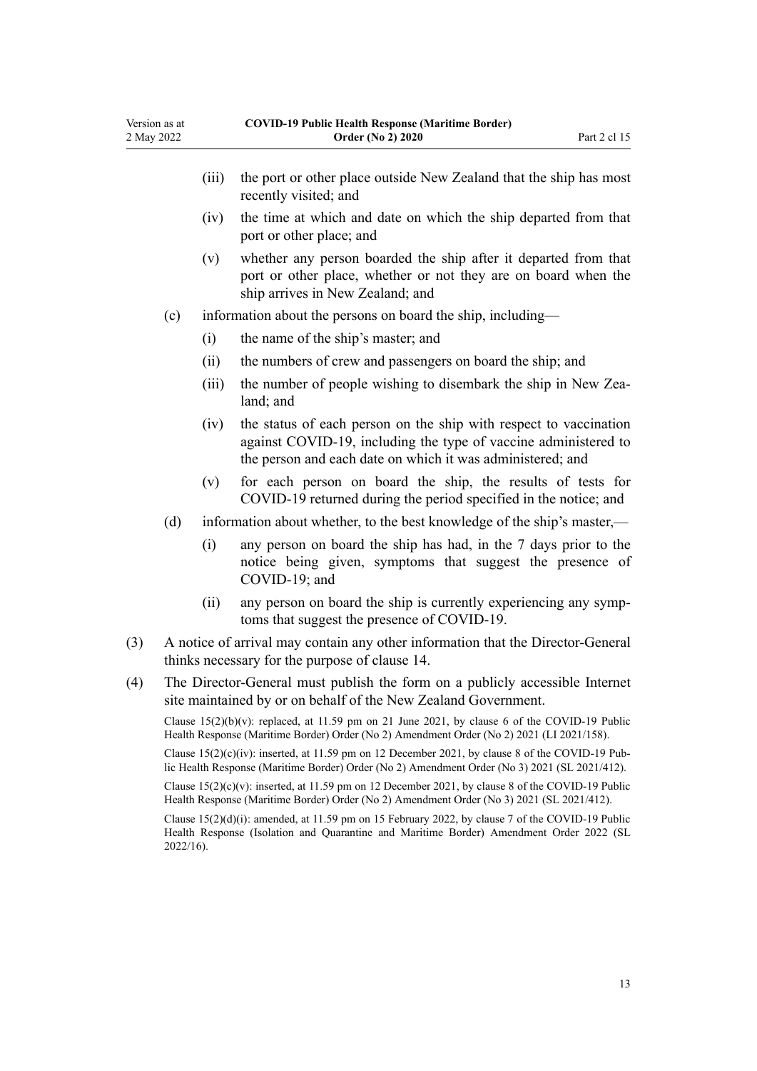(iii) the port or other place outside New Zealand that the ship has most recently visited; and

(iv) the time at which and date on which the ship departed from that port or other place; and

(v) whether any person boarded the ship after it departed from that port or other place, whether or not they are on board when the ship arrives in New Zealand; and

(c) information about the persons on board the ship, including—

(i) the name of the ship's master; and

(ii) the numbers of crew and passengers on board the ship; and

(iii) the number of people wishing to disembark the ship in New Zealand; and

(iv) the status of each person on the ship with respect to vaccination against COVID-19, including the type of vaccine administered to the person and each date on which it was administered; and

(v) for each person on board the ship, the results of tests for COVID-19 returned during the period specified in the notice; and

(d) information about whether, to the best knowledge of the ship's master,—

(i) any person on board the ship has had, in the 7 days prior to the notice being given, symptoms that suggest the presence of COVID-19; and

(ii) any person on board the ship is currently experiencing any symptoms that suggest the presence of COVID-19.

(3) A notice of arrival may contain any other information that the Director-General thinks necessary for the purpose of clause 14.

(4) The Director-General must publish the form on a publicly accessible Internet site maintained by or on behalf of the New Zealand Government.

Clause 15(2)(b)(v): replaced, at 11.59 pm on 21 June 2021, by clause 6 of the COVID-19 Public Health Response (Maritime Border) Order (No 2) Amendment Order (No 2) 2021 (LI 2021/158).

Clause 15(2)(c)(iv): inserted, at 11.59 pm on 12 December 2021, by clause 8 of the COVID-19 Public Health Response (Maritime Border) Order (No 2) Amendment Order (No 3) 2021 (SL 2021/412).

Clause 15(2)(c)(v): inserted, at 11.59 pm on 12 December 2021, by clause 8 of the COVID-19 Public Health Response (Maritime Border) Order (No 2) Amendment Order (No 3) 2021 (SL 2021/412).

Clause 15(2)(d)(i): amended, at 11.59 pm on 15 February 2022, by clause 7 of the COVID-19 Public Health Response (Isolation and Quarantine and Maritime Border) Amendment Order 2022 (SL 2022/16).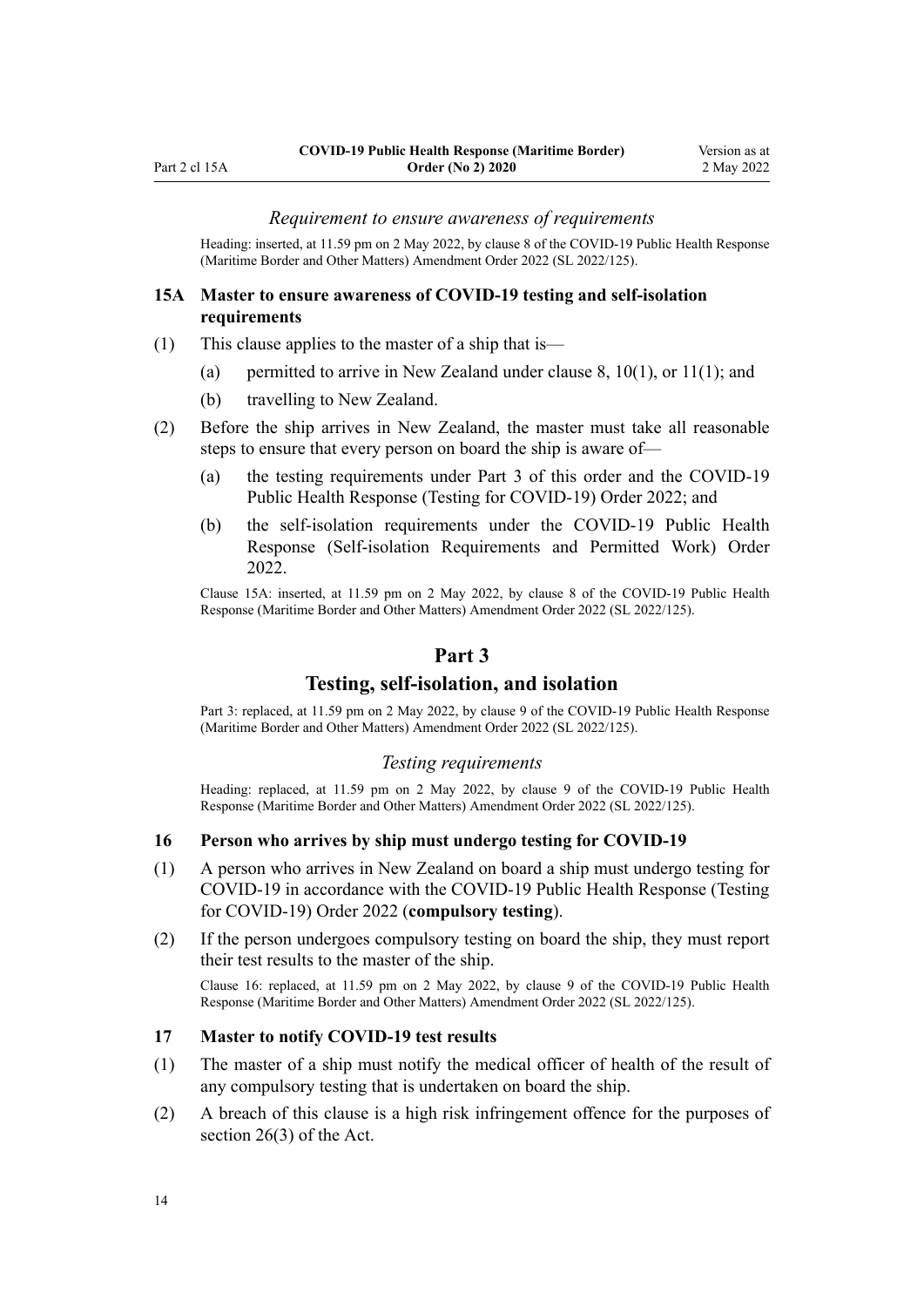*Requirement to ensure awareness of requirements*

Heading: inserted, at 11.59 pm on 2 May 2022, by clause 8 of the COVID-19 Public Health Response (Maritime Border and Other Matters) Amendment Order 2022 (SL 2022/125).

### 15A Master to ensure awareness of COVID-19 testing and self-isolation requirements

(1) This clause applies to the master of a ship that is—

(a) permitted to arrive in New Zealand under clause 8, 10(1), or 11(1); and

(b) travelling to New Zealand.

(2) Before the ship arrives in New Zealand, the master must take all reasonable steps to ensure that every person on board the ship is aware of—

(a) the testing requirements under Part 3 of this order and the COVID-19 Public Health Response (Testing for COVID-19) Order 2022; and

(b) the self-isolation requirements under the COVID-19 Public Health Response (Self-isolation Requirements and Permitted Work) Order 2022.

Clause 15A: inserted, at 11.59 pm on 2 May 2022, by clause 8 of the COVID-19 Public Health Response (Maritime Border and Other Matters) Amendment Order 2022 (SL 2022/125).

## Part 3
## Testing, self-isolation, and isolation

Part 3: replaced, at 11.59 pm on 2 May 2022, by clause 9 of the COVID-19 Public Health Response (Maritime Border and Other Matters) Amendment Order 2022 (SL 2022/125).

*Testing requirements*

Heading: replaced, at 11.59 pm on 2 May 2022, by clause 9 of the COVID-19 Public Health Response (Maritime Border and Other Matters) Amendment Order 2022 (SL 2022/125).

### 16 Person who arrives by ship must undergo testing for COVID-19

(1) A person who arrives in New Zealand on board a ship must undergo testing for COVID-19 in accordance with the COVID-19 Public Health Response (Testing for COVID-19) Order 2022 (**compulsory testing**).

(2) If the person undergoes compulsory testing on board the ship, they must report their test results to the master of the ship.

Clause 16: replaced, at 11.59 pm on 2 May 2022, by clause 9 of the COVID-19 Public Health Response (Maritime Border and Other Matters) Amendment Order 2022 (SL 2022/125).

### 17 Master to notify COVID-19 test results

(1) The master of a ship must notify the medical officer of health of the result of any compulsory testing that is undertaken on board the ship.

(2) A breach of this clause is a high risk infringement offence for the purposes of section 26(3) of the Act.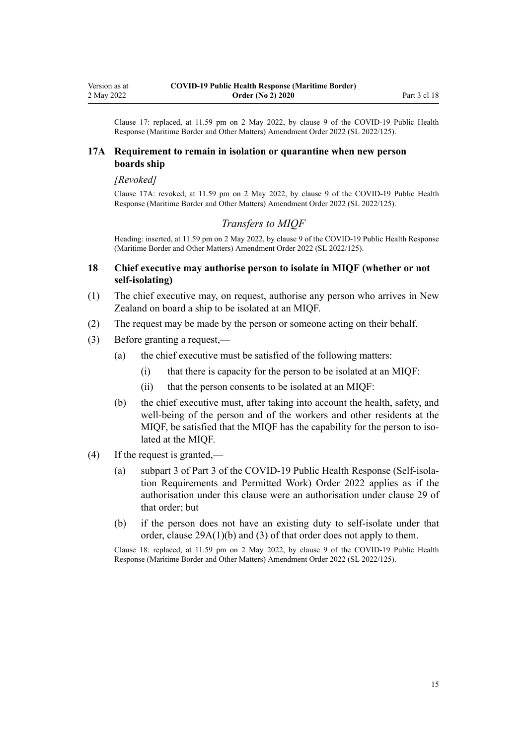Clause 17: replaced, at 11.59 pm on 2 May 2022, by clause 9 of the COVID-19 Public Health Response (Maritime Border and Other Matters) Amendment Order 2022 (SL 2022/125).

### 17A Requirement to remain in isolation or quarantine when new person boards ship

*[Revoked]*

Clause 17A: revoked, at 11.59 pm on 2 May 2022, by clause 9 of the COVID-19 Public Health Response (Maritime Border and Other Matters) Amendment Order 2022 (SL 2022/125).

## *Transfers to MIQF*

Heading: inserted, at 11.59 pm on 2 May 2022, by clause 9 of the COVID-19 Public Health Response (Maritime Border and Other Matters) Amendment Order 2022 (SL 2022/125).

### 18 Chief executive may authorise person to isolate in MIQF (whether or not self-isolating)

(1) The chief executive may, on request, authorise any person who arrives in New Zealand on board a ship to be isolated at an MIQF.

(2) The request may be made by the person or someone acting on their behalf.

(3) Before granting a request,—

- (a) the chief executive must be satisfied of the following matters:
  - (i) that there is capacity for the person to be isolated at an MIQF:
  - (ii) that the person consents to be isolated at an MIQF:
- (b) the chief executive must, after taking into account the health, safety, and well-being of the person and of the workers and other residents at the MIQF, be satisfied that the MIQF has the capability for the person to isolated at the MIQF.

(4) If the request is granted,—

- (a) subpart 3 of Part 3 of the COVID-19 Public Health Response (Self-isolation Requirements and Permitted Work) Order 2022 applies as if the authorisation under this clause were an authorisation under clause 29 of that order; but
- (b) if the person does not have an existing duty to self-isolate under that order, clause 29A(1)(b) and (3) of that order does not apply to them.

Clause 18: replaced, at 11.59 pm on 2 May 2022, by clause 9 of the COVID-19 Public Health Response (Maritime Border and Other Matters) Amendment Order 2022 (SL 2022/125).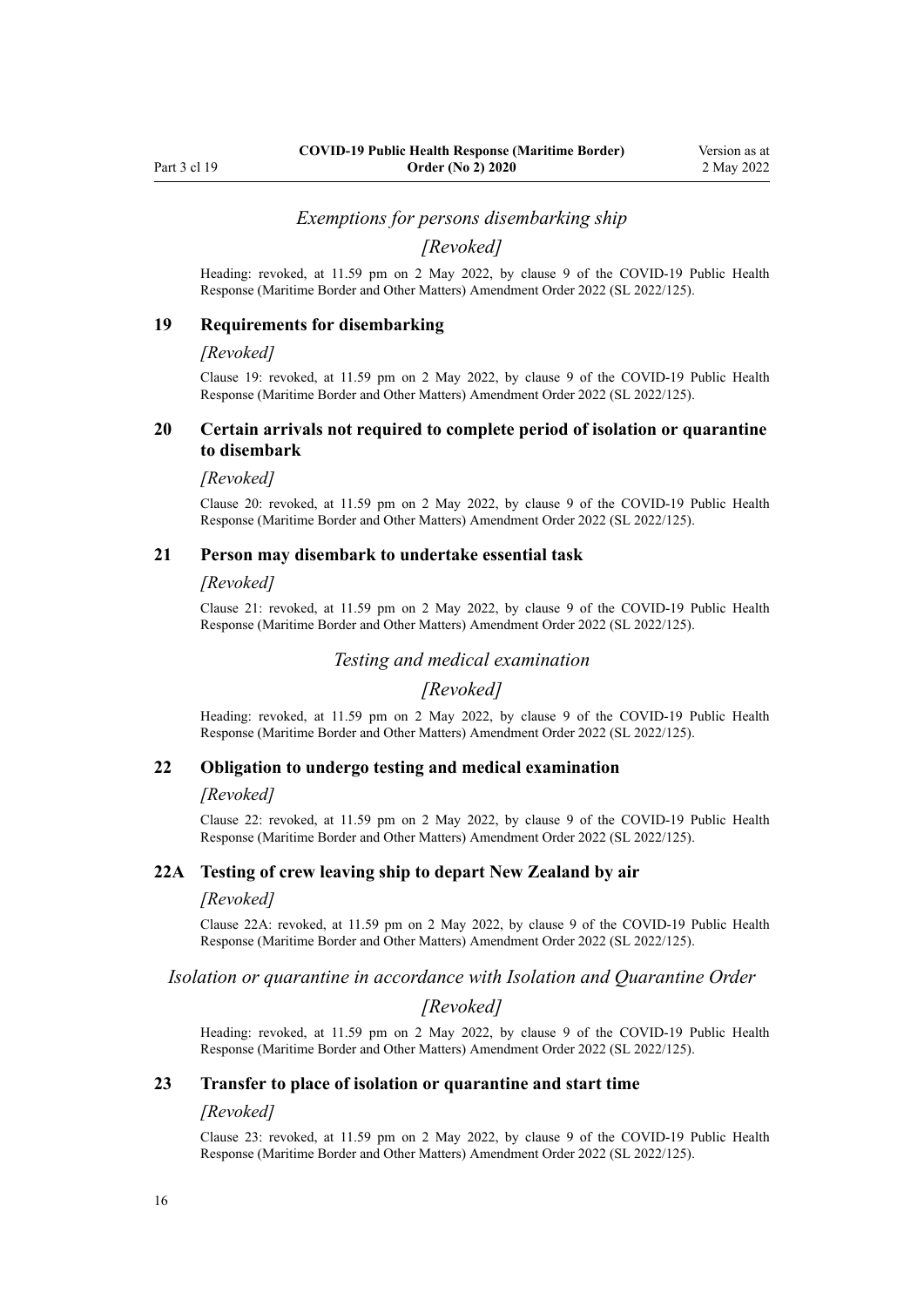*Exemptions for persons disembarking ship*

*[Revoked]*

Heading: revoked, at 11.59 pm on 2 May 2022, by clause 9 of the COVID-19 Public Health Response (Maritime Border and Other Matters) Amendment Order 2022 (SL 2022/125).

### 19 Requirements for disembarking

*[Revoked]*

Clause 19: revoked, at 11.59 pm on 2 May 2022, by clause 9 of the COVID-19 Public Health Response (Maritime Border and Other Matters) Amendment Order 2022 (SL 2022/125).

### 20 Certain arrivals not required to complete period of isolation or quarantine to disembark

*[Revoked]*

Clause 20: revoked, at 11.59 pm on 2 May 2022, by clause 9 of the COVID-19 Public Health Response (Maritime Border and Other Matters) Amendment Order 2022 (SL 2022/125).

### 21 Person may disembark to undertake essential task

*[Revoked]*

Clause 21: revoked, at 11.59 pm on 2 May 2022, by clause 9 of the COVID-19 Public Health Response (Maritime Border and Other Matters) Amendment Order 2022 (SL 2022/125).

*Testing and medical examination*

*[Revoked]*

Heading: revoked, at 11.59 pm on 2 May 2022, by clause 9 of the COVID-19 Public Health Response (Maritime Border and Other Matters) Amendment Order 2022 (SL 2022/125).

### 22 Obligation to undergo testing and medical examination

*[Revoked]*

Clause 22: revoked, at 11.59 pm on 2 May 2022, by clause 9 of the COVID-19 Public Health Response (Maritime Border and Other Matters) Amendment Order 2022 (SL 2022/125).

### 22A Testing of crew leaving ship to depart New Zealand by air

*[Revoked]*

Clause 22A: revoked, at 11.59 pm on 2 May 2022, by clause 9 of the COVID-19 Public Health Response (Maritime Border and Other Matters) Amendment Order 2022 (SL 2022/125).

*Isolation or quarantine in accordance with Isolation and Quarantine Order*

*[Revoked]*

Heading: revoked, at 11.59 pm on 2 May 2022, by clause 9 of the COVID-19 Public Health Response (Maritime Border and Other Matters) Amendment Order 2022 (SL 2022/125).

### 23 Transfer to place of isolation or quarantine and start time

*[Revoked]*

Clause 23: revoked, at 11.59 pm on 2 May 2022, by clause 9 of the COVID-19 Public Health Response (Maritime Border and Other Matters) Amendment Order 2022 (SL 2022/125).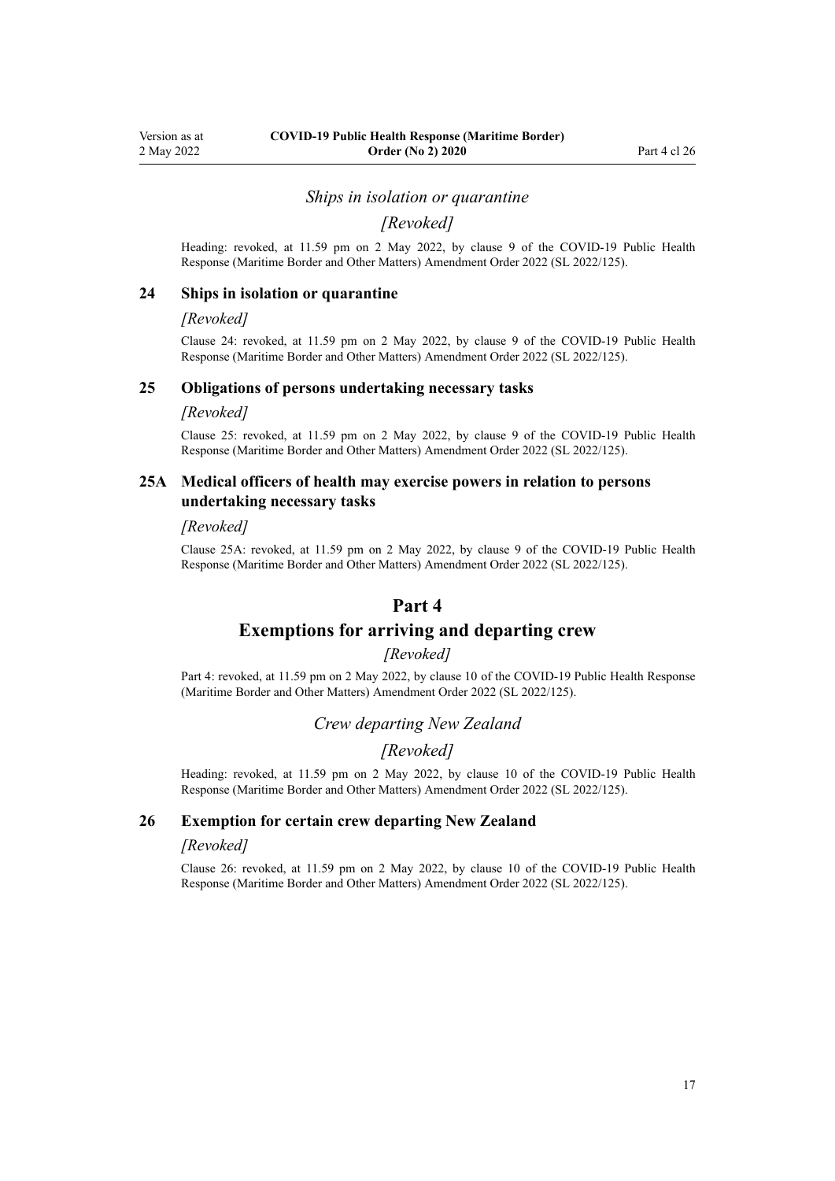### *Ships in isolation or quarantine*

*[Revoked]*

Heading: revoked, at 11.59 pm on 2 May 2022, by clause 9 of the COVID-19 Public Health Response (Maritime Border and Other Matters) Amendment Order 2022 (SL 2022/125).

#### 24 Ships in isolation or quarantine

*[Revoked]*

Clause 24: revoked, at 11.59 pm on 2 May 2022, by clause 9 of the COVID-19 Public Health Response (Maritime Border and Other Matters) Amendment Order 2022 (SL 2022/125).

#### 25 Obligations of persons undertaking necessary tasks

*[Revoked]*

Clause 25: revoked, at 11.59 pm on 2 May 2022, by clause 9 of the COVID-19 Public Health Response (Maritime Border and Other Matters) Amendment Order 2022 (SL 2022/125).

#### 25A Medical officers of health may exercise powers in relation to persons undertaking necessary tasks

*[Revoked]*

Clause 25A: revoked, at 11.59 pm on 2 May 2022, by clause 9 of the COVID-19 Public Health Response (Maritime Border and Other Matters) Amendment Order 2022 (SL 2022/125).

## Part 4
## Exemptions for arriving and departing crew

*[Revoked]*

Part 4: revoked, at 11.59 pm on 2 May 2022, by clause 10 of the COVID-19 Public Health Response (Maritime Border and Other Matters) Amendment Order 2022 (SL 2022/125).

### *Crew departing New Zealand*

*[Revoked]*

Heading: revoked, at 11.59 pm on 2 May 2022, by clause 10 of the COVID-19 Public Health Response (Maritime Border and Other Matters) Amendment Order 2022 (SL 2022/125).

#### 26 Exemption for certain crew departing New Zealand

*[Revoked]*

Clause 26: revoked, at 11.59 pm on 2 May 2022, by clause 10 of the COVID-19 Public Health Response (Maritime Border and Other Matters) Amendment Order 2022 (SL 2022/125).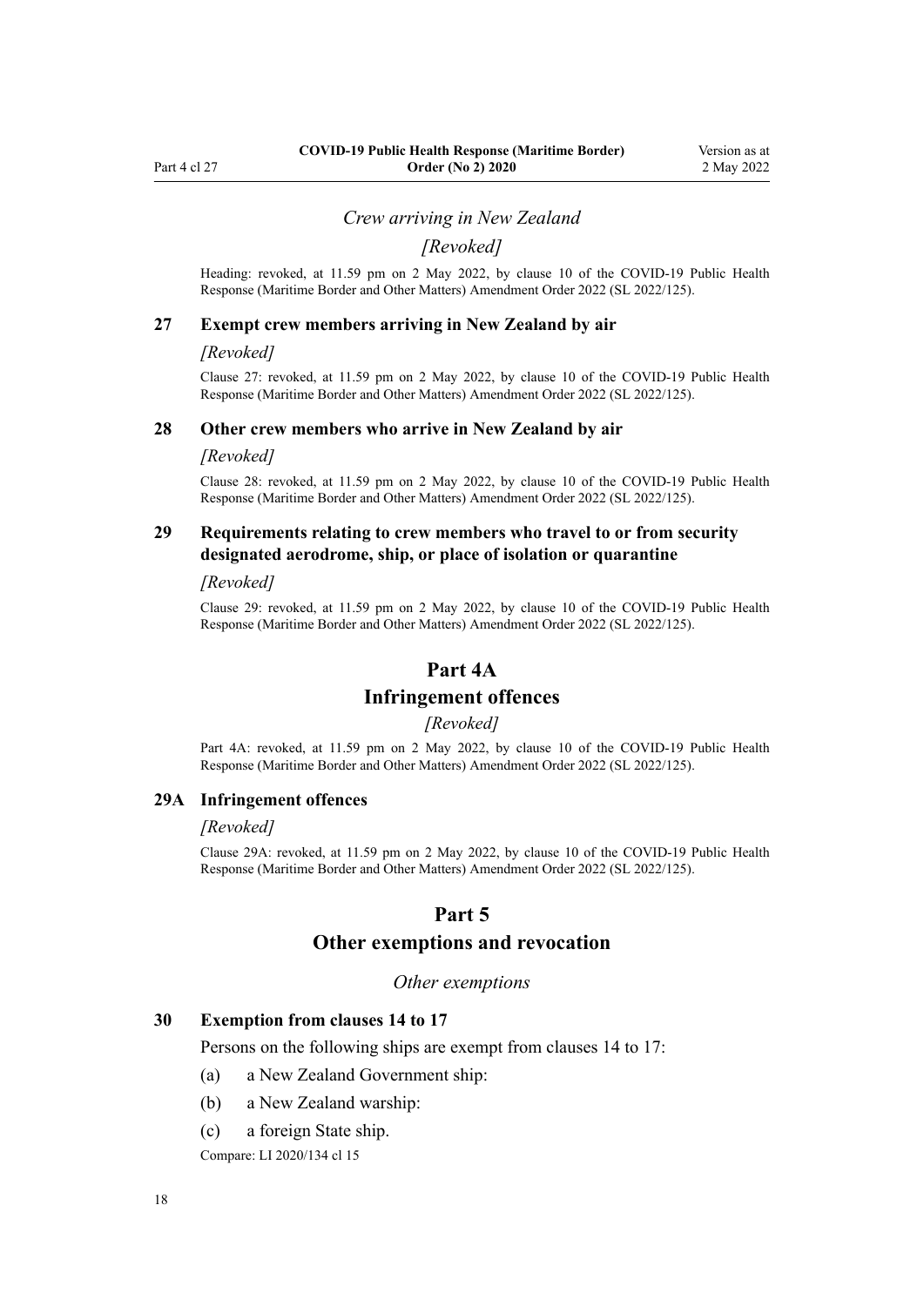*Crew arriving in New Zealand*

*[Revoked]*

Heading: revoked, at 11.59 pm on 2 May 2022, by clause 10 of the COVID-19 Public Health Response (Maritime Border and Other Matters) Amendment Order 2022 (SL 2022/125).

### 27 Exempt crew members arriving in New Zealand by air

*[Revoked]*

Clause 27: revoked, at 11.59 pm on 2 May 2022, by clause 10 of the COVID-19 Public Health Response (Maritime Border and Other Matters) Amendment Order 2022 (SL 2022/125).

### 28 Other crew members who arrive in New Zealand by air

*[Revoked]*

Clause 28: revoked, at 11.59 pm on 2 May 2022, by clause 10 of the COVID-19 Public Health Response (Maritime Border and Other Matters) Amendment Order 2022 (SL 2022/125).

### 29 Requirements relating to crew members who travel to or from security designated aerodrome, ship, or place of isolation or quarantine

*[Revoked]*

Clause 29: revoked, at 11.59 pm on 2 May 2022, by clause 10 of the COVID-19 Public Health Response (Maritime Border and Other Matters) Amendment Order 2022 (SL 2022/125).

## Part 4A
## Infringement offences

*[Revoked]*

Part 4A: revoked, at 11.59 pm on 2 May 2022, by clause 10 of the COVID-19 Public Health Response (Maritime Border and Other Matters) Amendment Order 2022 (SL 2022/125).

### 29A Infringement offences

*[Revoked]*

Clause 29A: revoked, at 11.59 pm on 2 May 2022, by clause 10 of the COVID-19 Public Health Response (Maritime Border and Other Matters) Amendment Order 2022 (SL 2022/125).

## Part 5
## Other exemptions and revocation

*Other exemptions*

### 30 Exemption from clauses 14 to 17

Persons on the following ships are exempt from clauses 14 to 17:

(a) a New Zealand Government ship:

(b) a New Zealand warship:

(c) a foreign State ship.

Compare: LI 2020/134 cl 15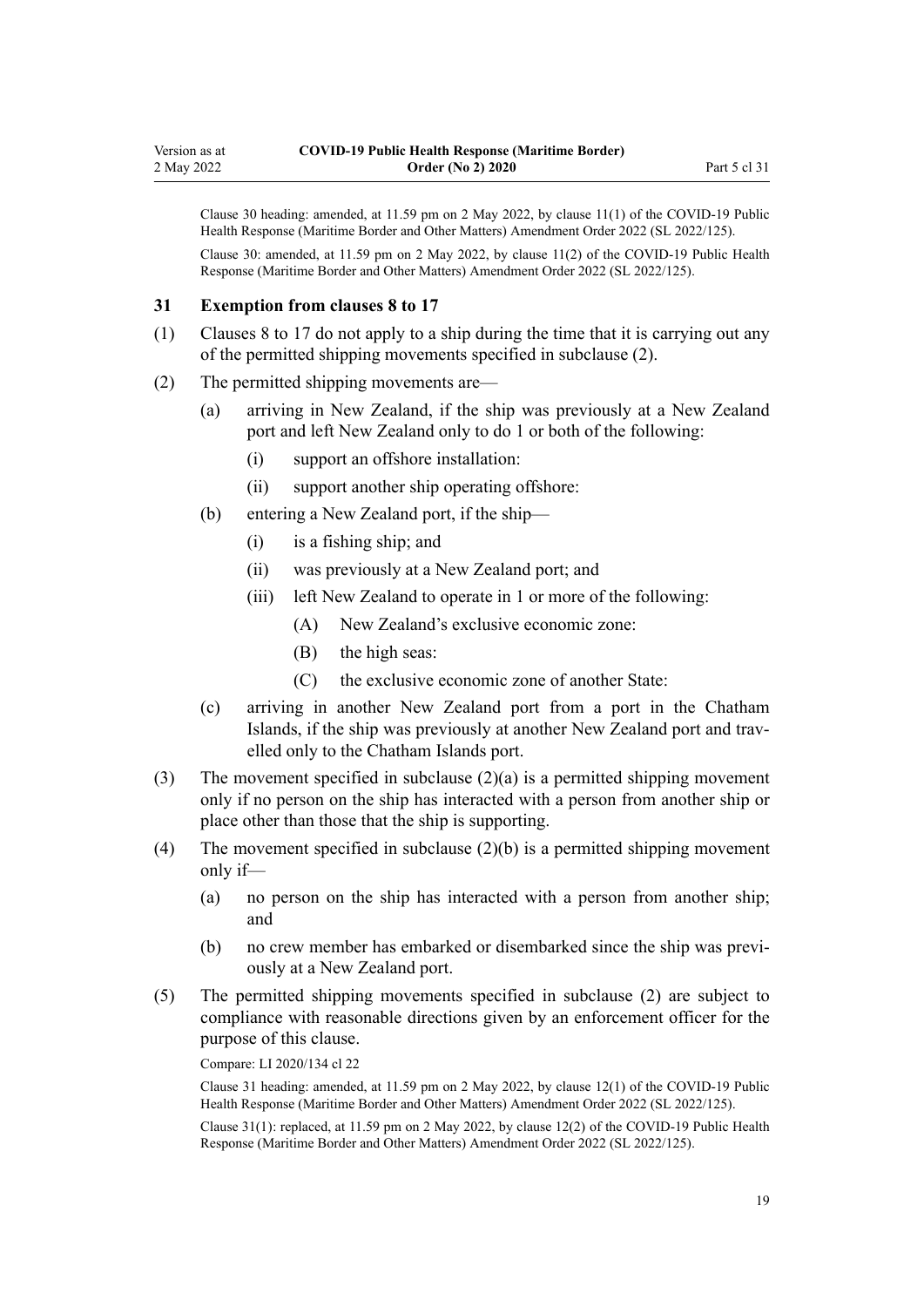Clause 30 heading: amended, at 11.59 pm on 2 May 2022, by clause 11(1) of the COVID-19 Public Health Response (Maritime Border and Other Matters) Amendment Order 2022 (SL 2022/125).

Clause 30: amended, at 11.59 pm on 2 May 2022, by clause 11(2) of the COVID-19 Public Health Response (Maritime Border and Other Matters) Amendment Order 2022 (SL 2022/125).

### 31 Exemption from clauses 8 to 17

(1) Clauses 8 to 17 do not apply to a ship during the time that it is carrying out any of the permitted shipping movements specified in subclause (2).

(2) The permitted shipping movements are—

- (a) arriving in New Zealand, if the ship was previously at a New Zealand port and left New Zealand only to do 1 or both of the following:
  - (i) support an offshore installation:
  - (ii) support another ship operating offshore:
- (b) entering a New Zealand port, if the ship—
  - (i) is a fishing ship; and
  - (ii) was previously at a New Zealand port; and
  - (iii) left New Zealand to operate in 1 or more of the following:
    - (A) New Zealand's exclusive economic zone:
    - (B) the high seas:
    - (C) the exclusive economic zone of another State:
- (c) arriving in another New Zealand port from a port in the Chatham Islands, if the ship was previously at another New Zealand port and travelled only to the Chatham Islands port.

(3) The movement specified in subclause (2)(a) is a permitted shipping movement only if no person on the ship has interacted with a person from another ship or place other than those that the ship is supporting.

(4) The movement specified in subclause (2)(b) is a permitted shipping movement only if—

- (a) no person on the ship has interacted with a person from another ship; and
- (b) no crew member has embarked or disembarked since the ship was previously at a New Zealand port.

(5) The permitted shipping movements specified in subclause (2) are subject to compliance with reasonable directions given by an enforcement officer for the purpose of this clause.

Compare: LI 2020/134 cl 22

Clause 31 heading: amended, at 11.59 pm on 2 May 2022, by clause 12(1) of the COVID-19 Public Health Response (Maritime Border and Other Matters) Amendment Order 2022 (SL 2022/125).

Clause 31(1): replaced, at 11.59 pm on 2 May 2022, by clause 12(2) of the COVID-19 Public Health Response (Maritime Border and Other Matters) Amendment Order 2022 (SL 2022/125).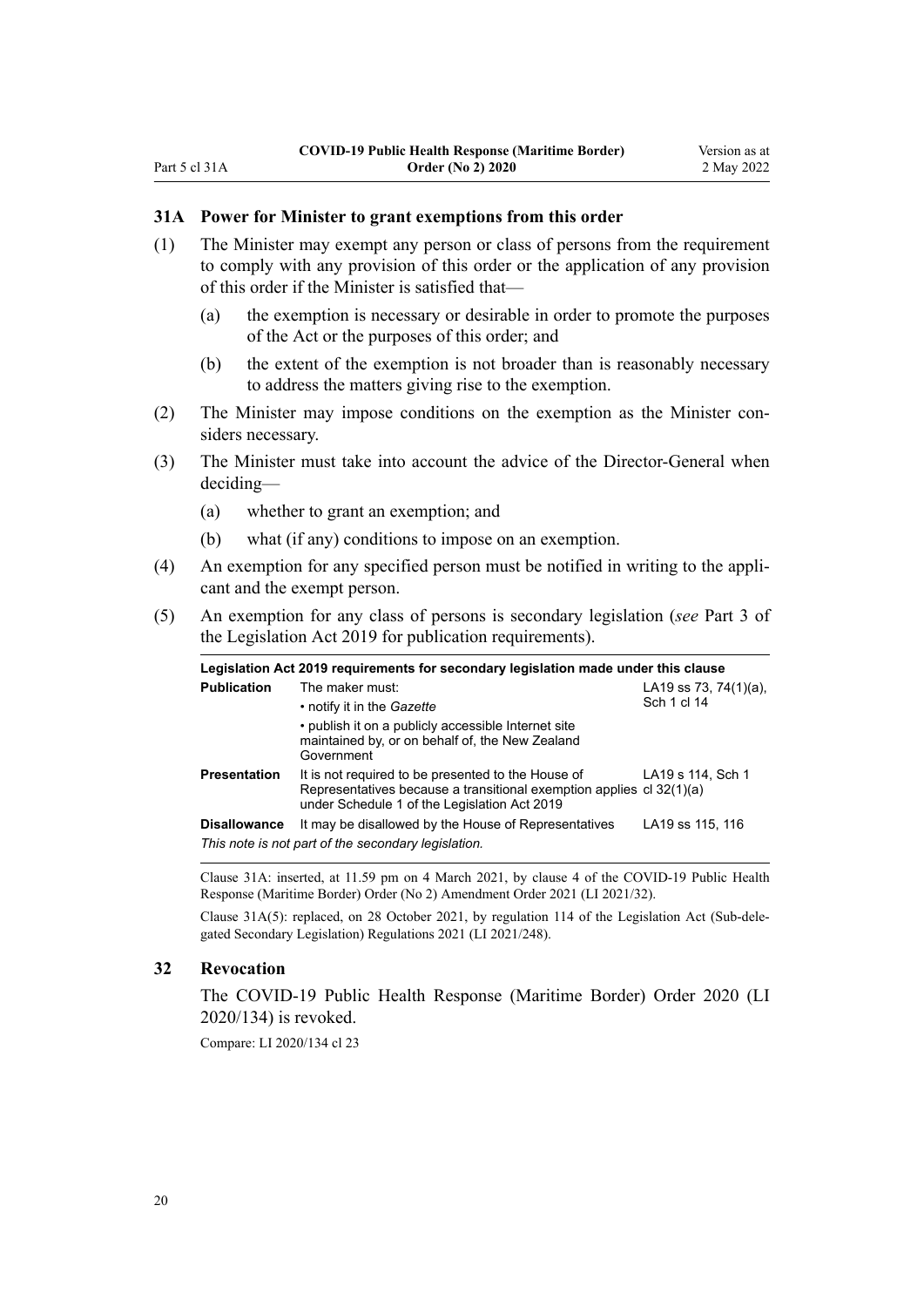### 31A Power for Minister to grant exemptions from this order

(1) The Minister may exempt any person or class of persons from the requirement to comply with any provision of this order or the application of any provision of this order if the Minister is satisfied that—

  (a) the exemption is necessary or desirable in order to promote the purposes of the Act or the purposes of this order; and

  (b) the extent of the exemption is not broader than is reasonably necessary to address the matters giving rise to the exemption.

(2) The Minister may impose conditions on the exemption as the Minister considers necessary.

(3) The Minister must take into account the advice of the Director-General when deciding—

  (a) whether to grant an exemption; and

  (b) what (if any) conditions to impose on an exemption.

(4) An exemption for any specified person must be notified in writing to the applicant and the exempt person.

(5) An exemption for any class of persons is secondary legislation (*see* Part 3 of the Legislation Act 2019 for publication requirements).

| Legislation Act 2019 requirements for secondary legislation made under this clause | | |
|---|---|---|
| **Publication** | The maker must: <br> • notify it in the *Gazette* <br> • publish it on a publicly accessible Internet site maintained by, or on behalf of, the New Zealand Government | LA19 ss 73, 74(1)(a), Sch 1 cl 14 |
| **Presentation** | It is not required to be presented to the House of Representatives because a transitional exemption applies under Schedule 1 of the Legislation Act 2019 | LA19 s 114, Sch 1 cl 32(1)(a) |
| **Disallowance** | It may be disallowed by the House of Representatives | LA19 ss 115, 116 |

*This note is not part of the secondary legislation.*

Clause 31A: inserted, at 11.59 pm on 4 March 2021, by clause 4 of the COVID-19 Public Health Response (Maritime Border) Order (No 2) Amendment Order 2021 (LI 2021/32).

Clause 31A(5): replaced, on 28 October 2021, by regulation 114 of the Legislation Act (Sub-delegated Secondary Legislation) Regulations 2021 (LI 2021/248).

### 32 Revocation

The COVID-19 Public Health Response (Maritime Border) Order 2020 (LI 2020/134) is revoked.

Compare: LI 2020/134 cl 23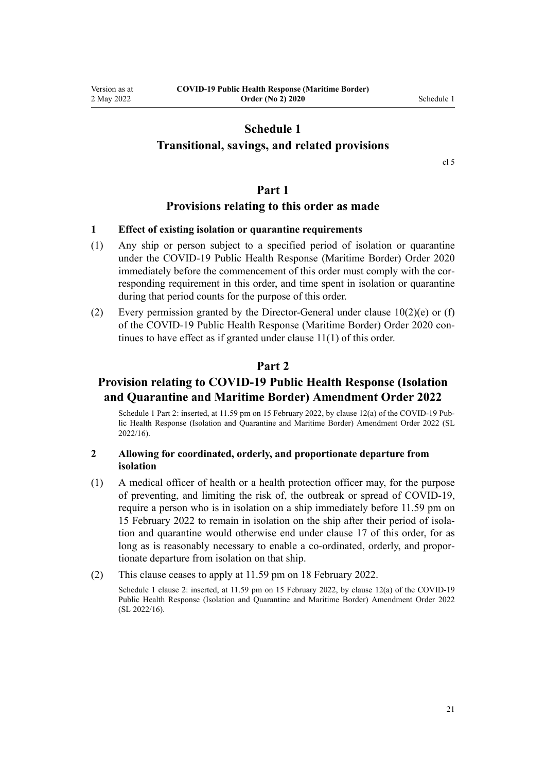# Schedule 1
## Transitional, savings, and related provisions

cl 5

## Part 1
## Provisions relating to this order as made

### 1 Effect of existing isolation or quarantine requirements

(1) Any ship or person subject to a specified period of isolation or quarantine under the COVID-19 Public Health Response (Maritime Border) Order 2020 immediately before the commencement of this order must comply with the corresponding requirement in this order, and time spent in isolation or quarantine during that period counts for the purpose of this order.

(2) Every permission granted by the Director-General under clause 10(2)(e) or (f) of the COVID-19 Public Health Response (Maritime Border) Order 2020 continues to have effect as if granted under clause 11(1) of this order.

## Part 2
## Provision relating to COVID-19 Public Health Response (Isolation and Quarantine and Maritime Border) Amendment Order 2022

Schedule 1 Part 2: inserted, at 11.59 pm on 15 February 2022, by clause 12(a) of the COVID-19 Public Health Response (Isolation and Quarantine and Maritime Border) Amendment Order 2022 (SL 2022/16).

### 2 Allowing for coordinated, orderly, and proportionate departure from isolation

(1) A medical officer of health or a health protection officer may, for the purpose of preventing, and limiting the risk of, the outbreak or spread of COVID-19, require a person who is in isolation on a ship immediately before 11.59 pm on 15 February 2022 to remain in isolation on the ship after their period of isolation and quarantine would otherwise end under clause 17 of this order, for as long as is reasonably necessary to enable a co-ordinated, orderly, and proportionate departure from isolation on that ship.

(2) This clause ceases to apply at 11.59 pm on 18 February 2022.

Schedule 1 clause 2: inserted, at 11.59 pm on 15 February 2022, by clause 12(a) of the COVID-19 Public Health Response (Isolation and Quarantine and Maritime Border) Amendment Order 2022 (SL 2022/16).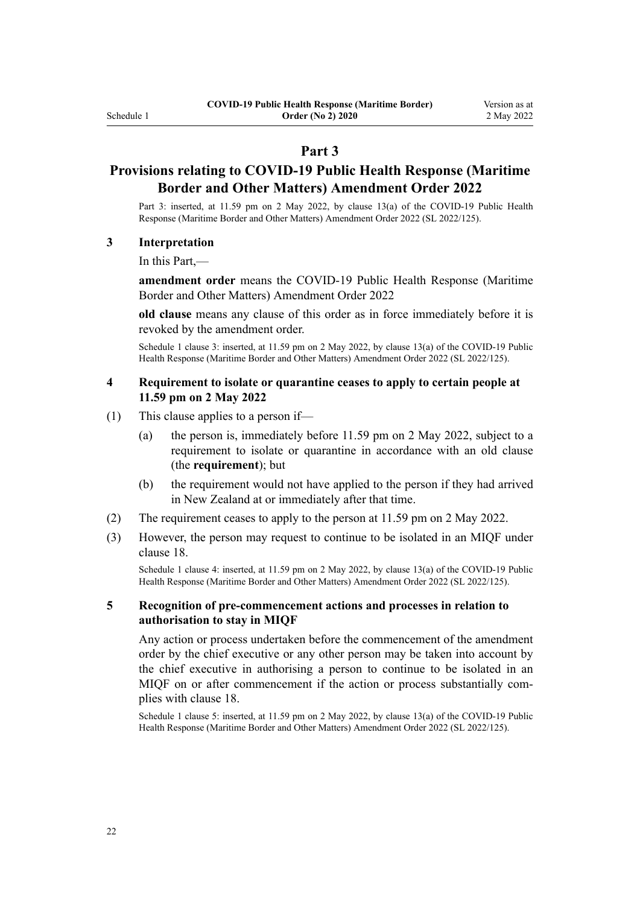## Part 3

## Provisions relating to COVID-19 Public Health Response (Maritime Border and Other Matters) Amendment Order 2022

Part 3: inserted, at 11.59 pm on 2 May 2022, by clause 13(a) of the COVID-19 Public Health Response (Maritime Border and Other Matters) Amendment Order 2022 (SL 2022/125).

### 3 Interpretation

In this Part,—

**amendment order** means the COVID-19 Public Health Response (Maritime Border and Other Matters) Amendment Order 2022

**old clause** means any clause of this order as in force immediately before it is revoked by the amendment order.

Schedule 1 clause 3: inserted, at 11.59 pm on 2 May 2022, by clause 13(a) of the COVID-19 Public Health Response (Maritime Border and Other Matters) Amendment Order 2022 (SL 2022/125).

### 4 Requirement to isolate or quarantine ceases to apply to certain people at 11.59 pm on 2 May 2022

(1) This clause applies to a person if—

(a) the person is, immediately before 11.59 pm on 2 May 2022, subject to a requirement to isolate or quarantine in accordance with an old clause (the **requirement**); but

(b) the requirement would not have applied to the person if they had arrived in New Zealand at or immediately after that time.

(2) The requirement ceases to apply to the person at 11.59 pm on 2 May 2022.

(3) However, the person may request to continue to be isolated in an MIQF under clause 18.

Schedule 1 clause 4: inserted, at 11.59 pm on 2 May 2022, by clause 13(a) of the COVID-19 Public Health Response (Maritime Border and Other Matters) Amendment Order 2022 (SL 2022/125).

### 5 Recognition of pre-commencement actions and processes in relation to authorisation to stay in MIQF

Any action or process undertaken before the commencement of the amendment order by the chief executive or any other person may be taken into account by the chief executive in authorising a person to continue to be isolated in an MIQF on or after commencement if the action or process substantially complies with clause 18.

Schedule 1 clause 5: inserted, at 11.59 pm on 2 May 2022, by clause 13(a) of the COVID-19 Public Health Response (Maritime Border and Other Matters) Amendment Order 2022 (SL 2022/125).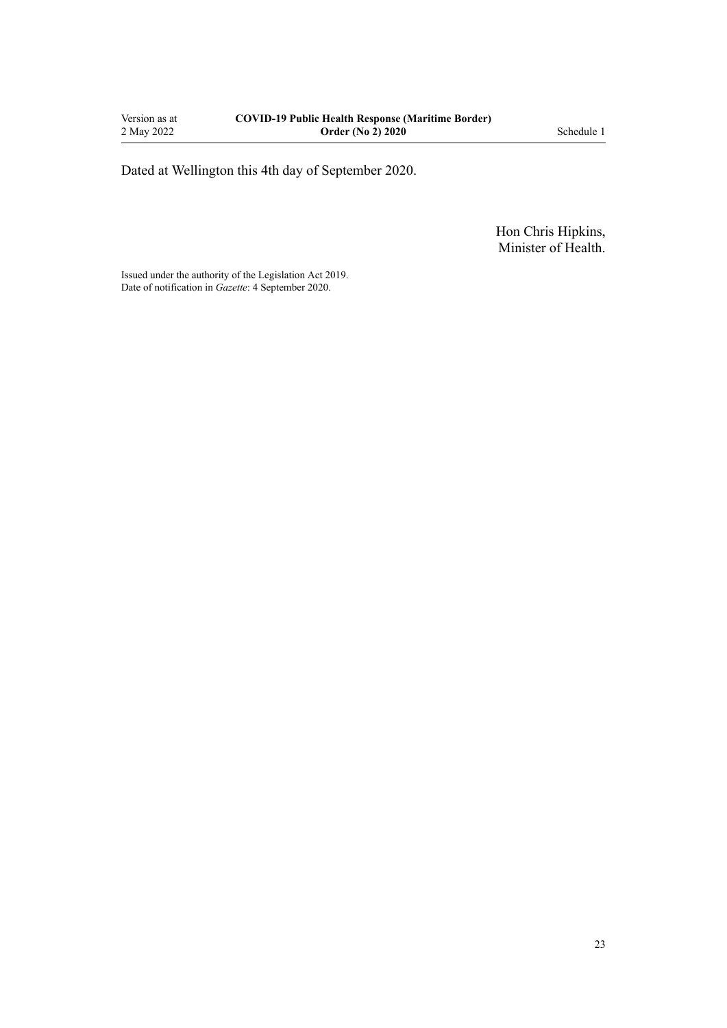Dated at Wellington this 4th day of September 2020.

Hon Chris Hipkins,
Minister of Health.

Issued under the authority of the Legislation Act 2019.
Date of notification in *Gazette*: 4 September 2020.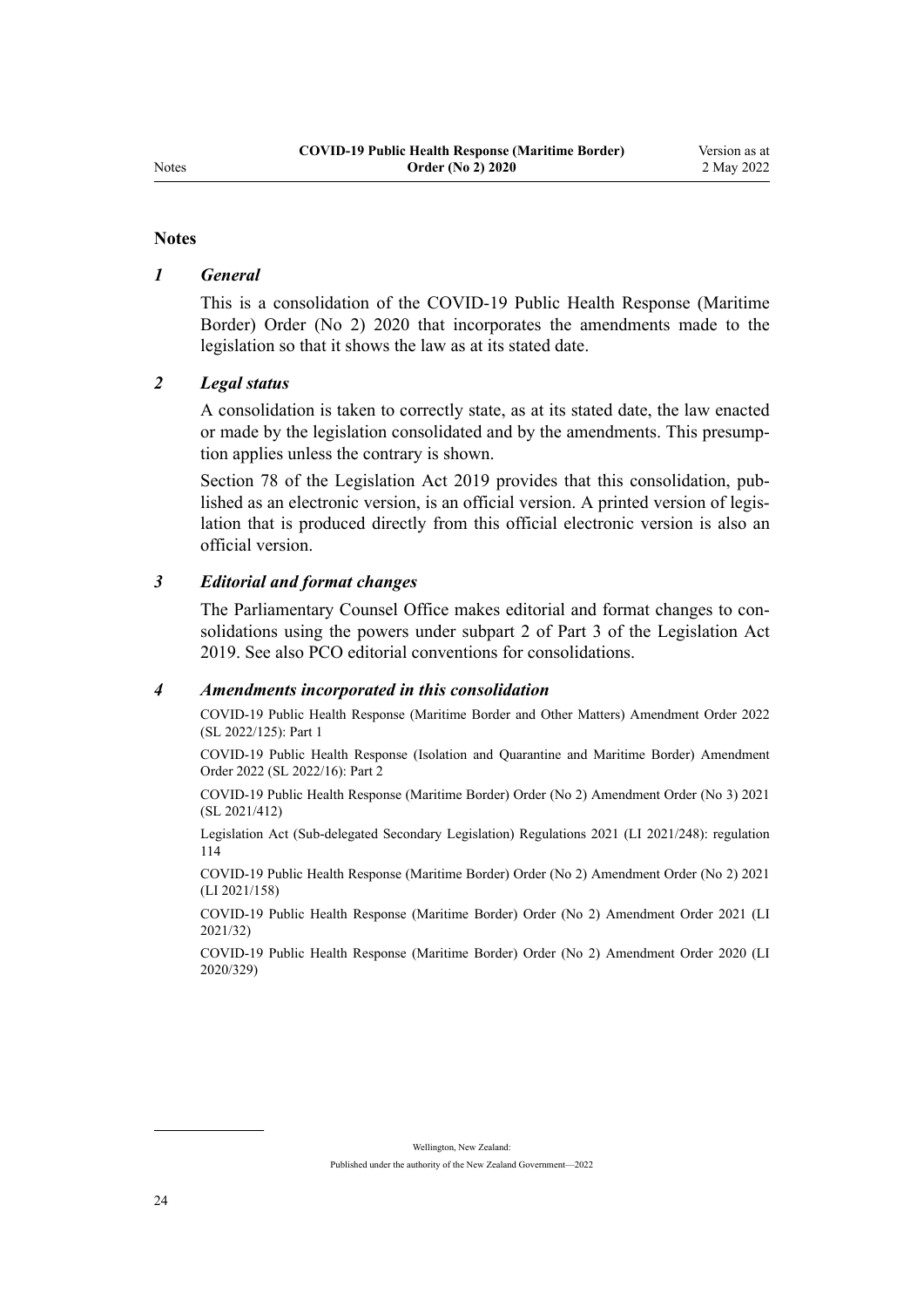## Notes

### *1 General*

This is a consolidation of the COVID-19 Public Health Response (Maritime Border) Order (No 2) 2020 that incorporates the amendments made to the legislation so that it shows the law as at its stated date.

### *2 Legal status*

A consolidation is taken to correctly state, as at its stated date, the law enacted or made by the legislation consolidated and by the amendments. This presumption applies unless the contrary is shown.

Section 78 of the Legislation Act 2019 provides that this consolidation, published as an electronic version, is an official version. A printed version of legislation that is produced directly from this official electronic version is also an official version.

### *3 Editorial and format changes*

The Parliamentary Counsel Office makes editorial and format changes to consolidations using the powers under subpart 2 of Part 3 of the Legislation Act 2019. See also PCO editorial conventions for consolidations.

### *4 Amendments incorporated in this consolidation*

COVID-19 Public Health Response (Maritime Border and Other Matters) Amendment Order 2022 (SL 2022/125): Part 1

COVID-19 Public Health Response (Isolation and Quarantine and Maritime Border) Amendment Order 2022 (SL 2022/16): Part 2

COVID-19 Public Health Response (Maritime Border) Order (No 2) Amendment Order (No 3) 2021 (SL 2021/412)

Legislation Act (Sub-delegated Secondary Legislation) Regulations 2021 (LI 2021/248): regulation 114

COVID-19 Public Health Response (Maritime Border) Order (No 2) Amendment Order (No 2) 2021 (LI 2021/158)

COVID-19 Public Health Response (Maritime Border) Order (No 2) Amendment Order 2021 (LI 2021/32)

COVID-19 Public Health Response (Maritime Border) Order (No 2) Amendment Order 2020 (LI 2020/329)

Wellington, New Zealand:

Published under the authority of the New Zealand Government—2022